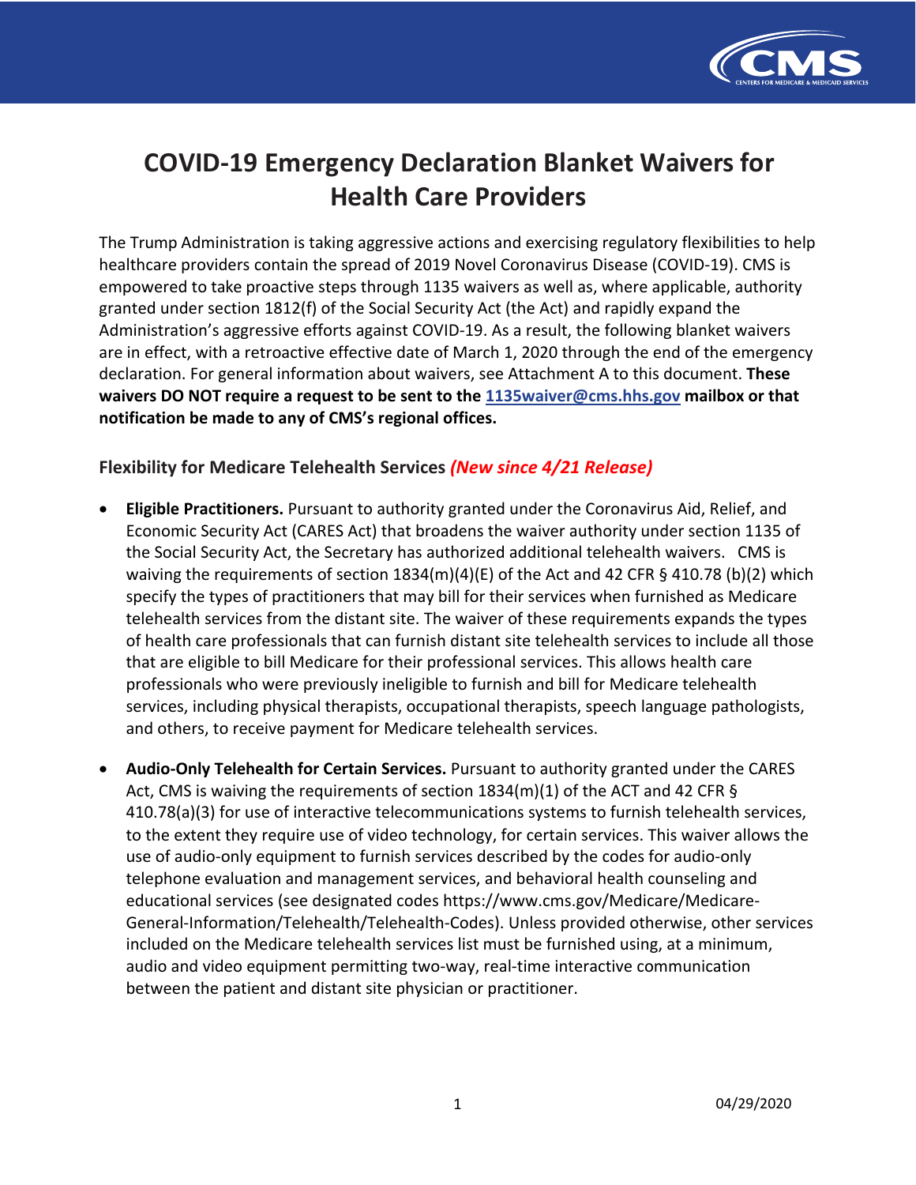# COVID-19 Emergency Declaration Blanket Waivers for Health Care Providers

The Trump Administration is taking aggressive actions and exercising regulatory flexibilities to help healthcare providers contain the spread of 2019 Novel Coronavirus Disease (COVID-19). CMS is empowered to take proactive steps through 1135 waivers as well as, where applicable, authority granted under section 1812(f) of the Social Security Act (the Act) and rapidly expand the Administration's aggressive efforts against COVID-19. As a result, the following blanket waivers are in effect, with a retroactive effective date of March 1, 2020 through the end of the emergency declaration. For general information about waivers, see Attachment A to this document. **These waivers DO NOT require a request to be sent to the 1135waiver@cms.hhs.gov mailbox or that notification be made to any of CMS's regional offices.**

### Flexibility for Medicare Telehealth Services *(New since 4/21 Release)*

- **Eligible Practitioners.** Pursuant to authority granted under the Coronavirus Aid, Relief, and Economic Security Act (CARES Act) that broadens the waiver authority under section 1135 of the Social Security Act, the Secretary has authorized additional telehealth waivers. CMS is waiving the requirements of section 1834(m)(4)(E) of the Act and 42 CFR § 410.78 (b)(2) which specify the types of practitioners that may bill for their services when furnished as Medicare telehealth services from the distant site. The waiver of these requirements expands the types of health care professionals that can furnish distant site telehealth services to include all those that are eligible to bill Medicare for their professional services. This allows health care professionals who were previously ineligible to furnish and bill for Medicare telehealth services, including physical therapists, occupational therapists, speech language pathologists, and others, to receive payment for Medicare telehealth services.

- **Audio-Only Telehealth for Certain Services.** Pursuant to authority granted under the CARES Act, CMS is waiving the requirements of section 1834(m)(1) of the ACT and 42 CFR § 410.78(a)(3) for use of interactive telecommunications systems to furnish telehealth services, to the extent they require use of video technology, for certain services. This waiver allows the use of audio-only equipment to furnish services described by the codes for audio-only telephone evaluation and management services, and behavioral health counseling and educational services (see designated codes https://www.cms.gov/Medicare/Medicare-General-Information/Telehealth/Telehealth-Codes). Unless provided otherwise, other services included on the Medicare telehealth services list must be furnished using, at a minimum, audio and video equipment permitting two-way, real-time interactive communication between the patient and distant site physician or practitioner.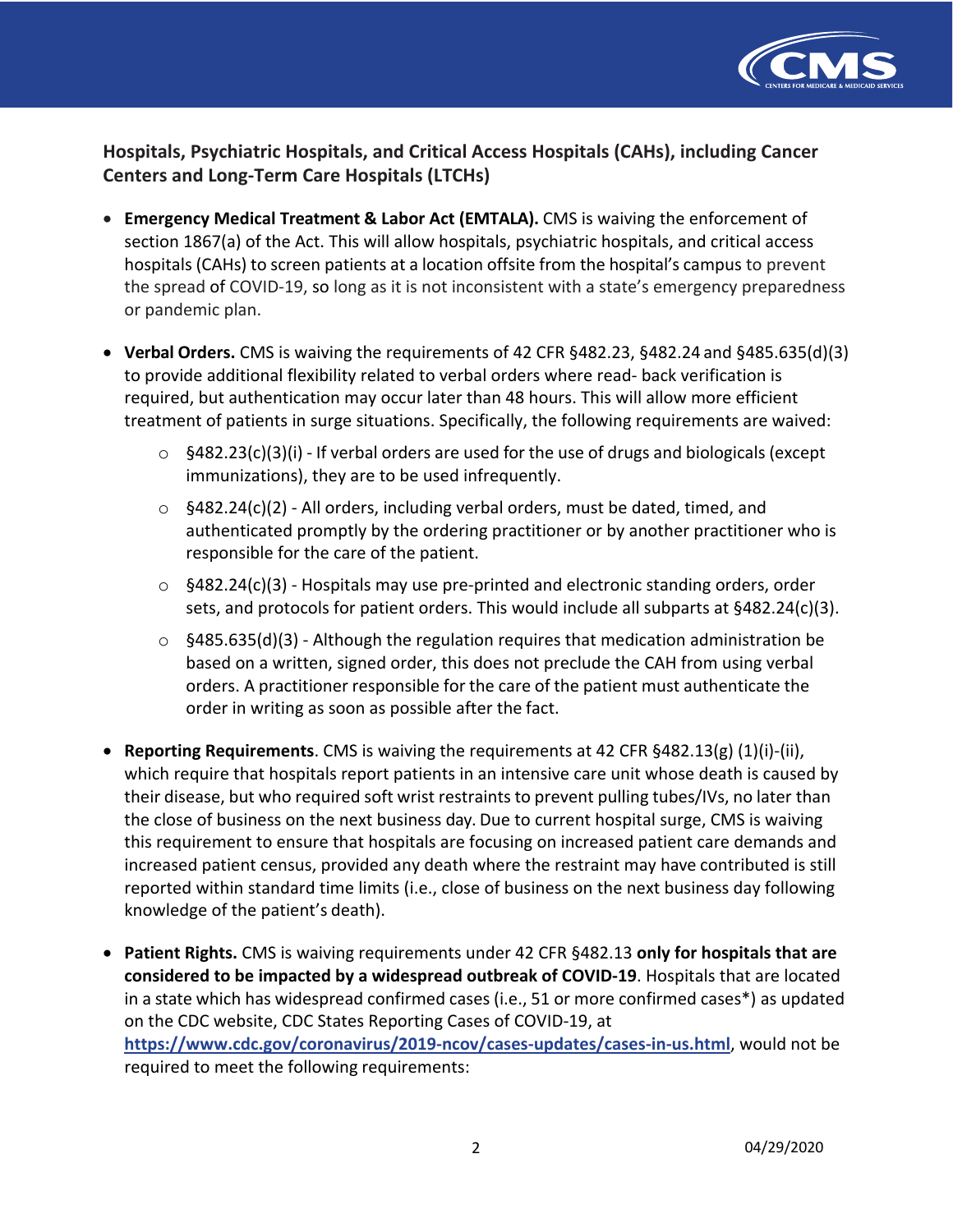**Hospitals, Psychiatric Hospitals, and Critical Access Hospitals (CAHs), including Cancer Centers and Long-Term Care Hospitals (LTCHs)**

- **Emergency Medical Treatment & Labor Act (EMTALA).** CMS is waiving the enforcement of section 1867(a) of the Act. This will allow hospitals, psychiatric hospitals, and critical access hospitals (CAHs) to screen patients at a location offsite from the hospital's campus to prevent the spread of COVID-19, so long as it is not inconsistent with a state's emergency preparedness or pandemic plan.

- **Verbal Orders.** CMS is waiving the requirements of 42 CFR §482.23, §482.24 and §485.635(d)(3) to provide additional flexibility related to verbal orders where read- back verification is required, but authentication may occur later than 48 hours. This will allow more efficient treatment of patients in surge situations. Specifically, the following requirements are waived:
    - §482.23(c)(3)(i) - If verbal orders are used for the use of drugs and biologicals (except immunizations), they are to be used infrequently.
    - §482.24(c)(2) - All orders, including verbal orders, must be dated, timed, and authenticated promptly by the ordering practitioner or by another practitioner who is responsible for the care of the patient.
    - §482.24(c)(3) - Hospitals may use pre-printed and electronic standing orders, order sets, and protocols for patient orders. This would include all subparts at §482.24(c)(3).
    - §485.635(d)(3) - Although the regulation requires that medication administration be based on a written, signed order, this does not preclude the CAH from using verbal orders. A practitioner responsible for the care of the patient must authenticate the order in writing as soon as possible after the fact.

- **Reporting Requirements**. CMS is waiving the requirements at 42 CFR §482.13(g) (1)(i)-(ii), which require that hospitals report patients in an intensive care unit whose death is caused by their disease, but who required soft wrist restraints to prevent pulling tubes/IVs, no later than the close of business on the next business day. Due to current hospital surge, CMS is waiving this requirement to ensure that hospitals are focusing on increased patient care demands and increased patient census, provided any death where the restraint may have contributed is still reported within standard time limits (i.e., close of business on the next business day following knowledge of the patient's death).

- **Patient Rights.** CMS is waiving requirements under 42 CFR §482.13 **only for hospitals that are considered to be impacted by a widespread outbreak of COVID-19**. Hospitals that are located in a state which has widespread confirmed cases (i.e., 51 or more confirmed cases*) as updated on the CDC website, CDC States Reporting Cases of COVID-19, at **https://www.cdc.gov/coronavirus/2019-ncov/cases-updates/cases-in-us.html**, would not be required to meet the following requirements: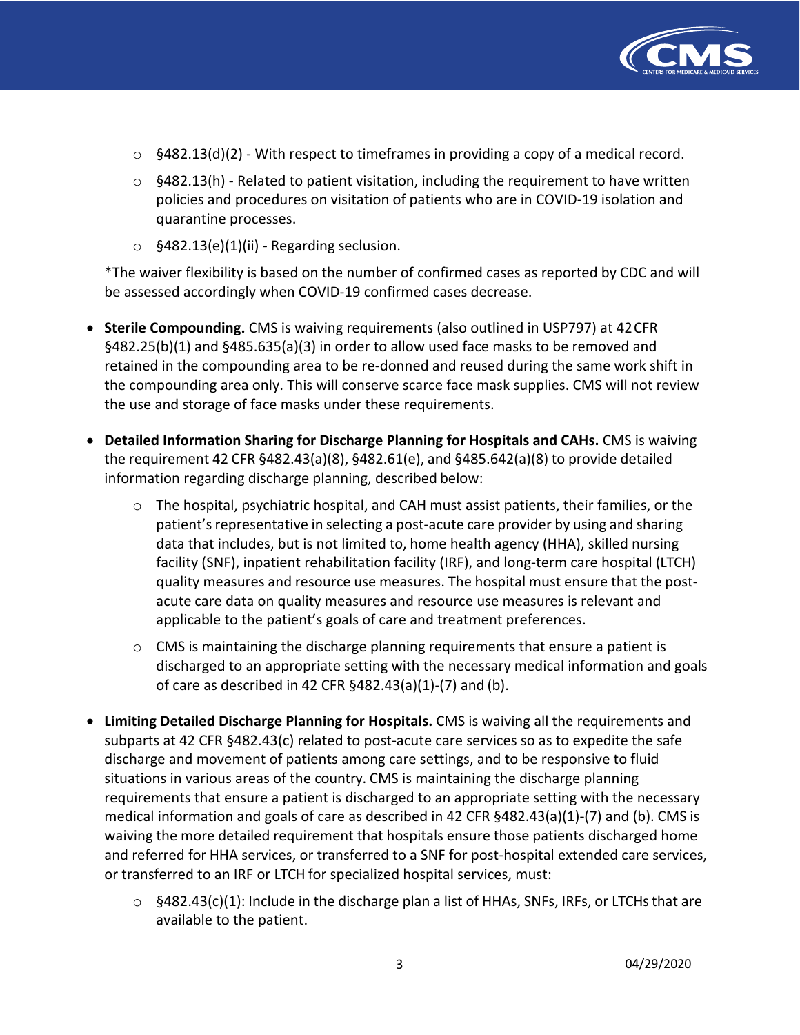- §482.13(d)(2) - With respect to timeframes in providing a copy of a medical record.
- §482.13(h) - Related to patient visitation, including the requirement to have written policies and procedures on visitation of patients who are in COVID-19 isolation and quarantine processes.
- §482.13(e)(1)(ii) - Regarding seclusion.

*The waiver flexibility is based on the number of confirmed cases as reported by CDC and will be assessed accordingly when COVID-19 confirmed cases decrease.

- **Sterile Compounding.** CMS is waiving requirements (also outlined in USP797) at 42 CFR §482.25(b)(1) and §485.635(a)(3) in order to allow used face masks to be removed and retained in the compounding area to be re-donned and reused during the same work shift in the compounding area only. This will conserve scarce face mask supplies. CMS will not review the use and storage of face masks under these requirements.

- **Detailed Information Sharing for Discharge Planning for Hospitals and CAHs.** CMS is waiving the requirement 42 CFR §482.43(a)(8), §482.61(e), and §485.642(a)(8) to provide detailed information regarding discharge planning, described below:
  - The hospital, psychiatric hospital, and CAH must assist patients, their families, or the patient's representative in selecting a post-acute care provider by using and sharing data that includes, but is not limited to, home health agency (HHA), skilled nursing facility (SNF), inpatient rehabilitation facility (IRF), and long-term care hospital (LTCH) quality measures and resource use measures. The hospital must ensure that the post-acute care data on quality measures and resource use measures is relevant and applicable to the patient's goals of care and treatment preferences.
  - CMS is maintaining the discharge planning requirements that ensure a patient is discharged to an appropriate setting with the necessary medical information and goals of care as described in 42 CFR §482.43(a)(1)-(7) and (b).

- **Limiting Detailed Discharge Planning for Hospitals.** CMS is waiving all the requirements and subparts at 42 CFR §482.43(c) related to post-acute care services so as to expedite the safe discharge and movement of patients among care settings, and to be responsive to fluid situations in various areas of the country. CMS is maintaining the discharge planning requirements that ensure a patient is discharged to an appropriate setting with the necessary medical information and goals of care as described in 42 CFR §482.43(a)(1)-(7) and (b). CMS is waiving the more detailed requirement that hospitals ensure those patients discharged home and referred for HHA services, or transferred to a SNF for post-hospital extended care services, or transferred to an IRF or LTCH for specialized hospital services, must:
  - §482.43(c)(1): Include in the discharge plan a list of HHAs, SNFs, IRFs, or LTCHs that are available to the patient.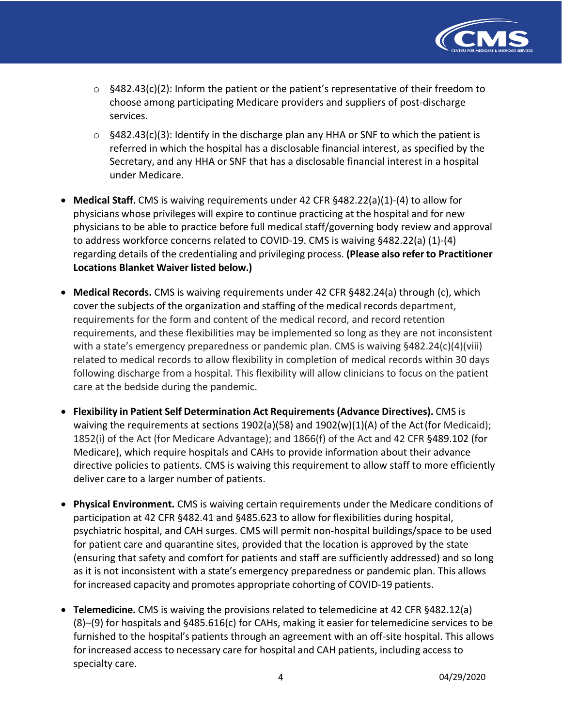- §482.43(c)(2): Inform the patient or the patient's representative of their freedom to choose among participating Medicare providers and suppliers of post-discharge services.
  - §482.43(c)(3): Identify in the discharge plan any HHA or SNF to which the patient is referred in which the hospital has a disclosable financial interest, as specified by the Secretary, and any HHA or SNF that has a disclosable financial interest in a hospital under Medicare.

- **Medical Staff.** CMS is waiving requirements under 42 CFR §482.22(a)(1)-(4) to allow for physicians whose privileges will expire to continue practicing at the hospital and for new physicians to be able to practice before full medical staff/governing body review and approval to address workforce concerns related to COVID-19. CMS is waiving §482.22(a) (1)-(4) regarding details of the credentialing and privileging process. **(Please also refer to Practitioner Locations Blanket Waiver listed below.)**

- **Medical Records.** CMS is waiving requirements under 42 CFR §482.24(a) through (c), which cover the subjects of the organization and staffing of the medical records department, requirements for the form and content of the medical record, and record retention requirements, and these flexibilities may be implemented so long as they are not inconsistent with a state's emergency preparedness or pandemic plan. CMS is waiving §482.24(c)(4)(viii) related to medical records to allow flexibility in completion of medical records within 30 days following discharge from a hospital. This flexibility will allow clinicians to focus on the patient care at the bedside during the pandemic.

- **Flexibility in Patient Self Determination Act Requirements (Advance Directives).** CMS is waiving the requirements at sections 1902(a)(58) and 1902(w)(1)(A) of the Act (for Medicaid); 1852(i) of the Act (for Medicare Advantage); and 1866(f) of the Act and 42 CFR §489.102 (for Medicare), which require hospitals and CAHs to provide information about their advance directive policies to patients. CMS is waiving this requirement to allow staff to more efficiently deliver care to a larger number of patients.

- **Physical Environment.** CMS is waiving certain requirements under the Medicare conditions of participation at 42 CFR §482.41 and §485.623 to allow for flexibilities during hospital, psychiatric hospital, and CAH surges. CMS will permit non-hospital buildings/space to be used for patient care and quarantine sites, provided that the location is approved by the state (ensuring that safety and comfort for patients and staff are sufficiently addressed) and so long as it is not inconsistent with a state's emergency preparedness or pandemic plan. This allows for increased capacity and promotes appropriate cohorting of COVID-19 patients.

- **Telemedicine.** CMS is waiving the provisions related to telemedicine at 42 CFR §482.12(a) (8)–(9) for hospitals and §485.616(c) for CAHs, making it easier for telemedicine services to be furnished to the hospital's patients through an agreement with an off-site hospital. This allows for increased access to necessary care for hospital and CAH patients, including access to specialty care.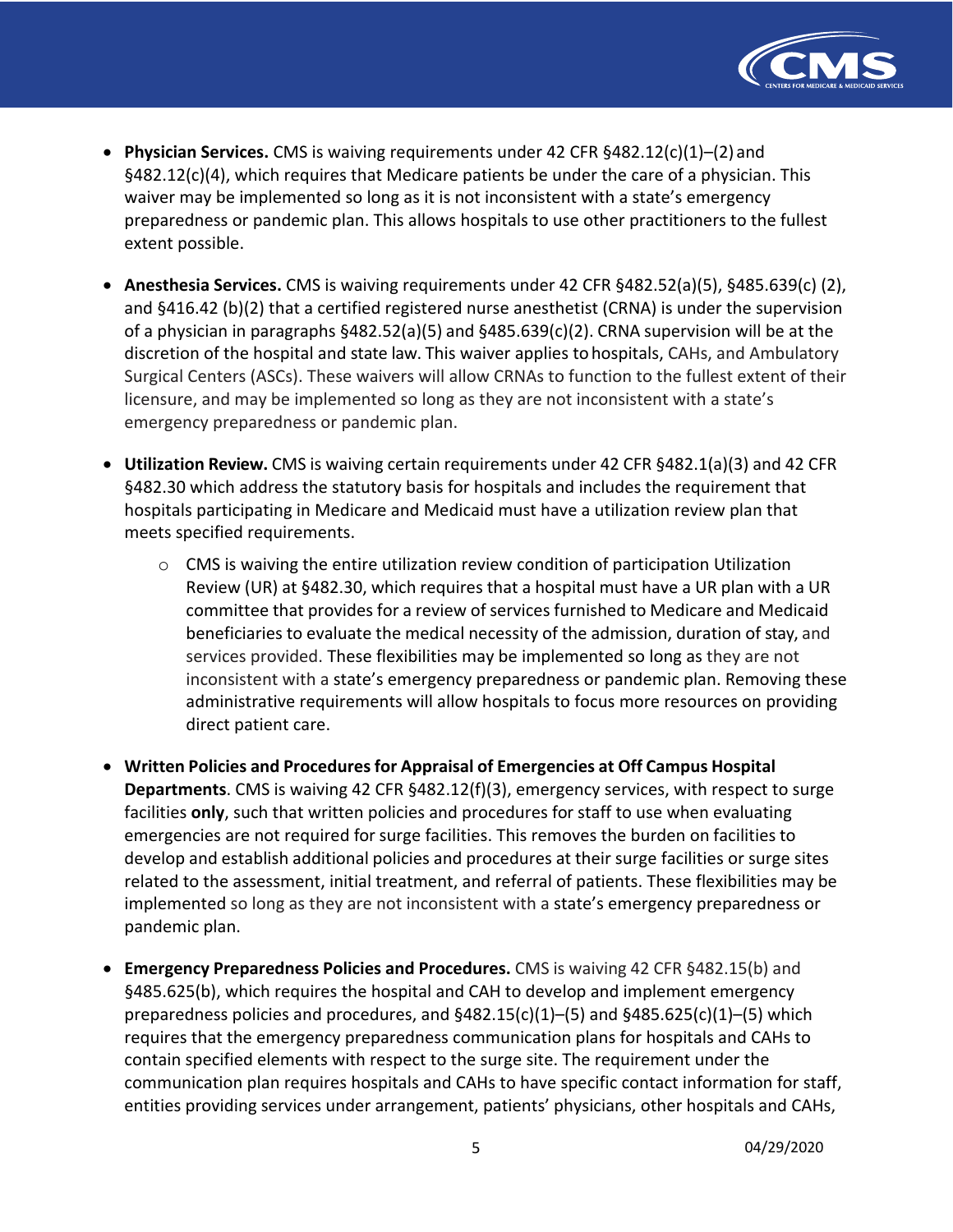- **Physician Services.** CMS is waiving requirements under 42 CFR §482.12(c)(1)–(2) and §482.12(c)(4), which requires that Medicare patients be under the care of a physician. This waiver may be implemented so long as it is not inconsistent with a state's emergency preparedness or pandemic plan. This allows hospitals to use other practitioners to the fullest extent possible.

- **Anesthesia Services.** CMS is waiving requirements under 42 CFR §482.52(a)(5), §485.639(c) (2), and §416.42 (b)(2) that a certified registered nurse anesthetist (CRNA) is under the supervision of a physician in paragraphs §482.52(a)(5) and §485.639(c)(2). CRNA supervision will be at the discretion of the hospital and state law. This waiver applies to hospitals, CAHs, and Ambulatory Surgical Centers (ASCs). These waivers will allow CRNAs to function to the fullest extent of their licensure, and may be implemented so long as they are not inconsistent with a state's emergency preparedness or pandemic plan.

- **Utilization Review.** CMS is waiving certain requirements under 42 CFR §482.1(a)(3) and 42 CFR §482.30 which address the statutory basis for hospitals and includes the requirement that hospitals participating in Medicare and Medicaid must have a utilization review plan that meets specified requirements.
  - CMS is waiving the entire utilization review condition of participation Utilization Review (UR) at §482.30, which requires that a hospital must have a UR plan with a UR committee that provides for a review of services furnished to Medicare and Medicaid beneficiaries to evaluate the medical necessity of the admission, duration of stay, and services provided. These flexibilities may be implemented so long as they are not inconsistent with a state's emergency preparedness or pandemic plan. Removing these administrative requirements will allow hospitals to focus more resources on providing direct patient care.

- **Written Policies and Procedures for Appraisal of Emergencies at Off Campus Hospital Departments**. CMS is waiving 42 CFR §482.12(f)(3), emergency services, with respect to surge facilities **only**, such that written policies and procedures for staff to use when evaluating emergencies are not required for surge facilities. This removes the burden on facilities to develop and establish additional policies and procedures at their surge facilities or surge sites related to the assessment, initial treatment, and referral of patients. These flexibilities may be implemented so long as they are not inconsistent with a state's emergency preparedness or pandemic plan.

- **Emergency Preparedness Policies and Procedures.** CMS is waiving 42 CFR §482.15(b) and §485.625(b), which requires the hospital and CAH to develop and implement emergency preparedness policies and procedures, and §482.15(c)(1)–(5) and §485.625(c)(1)–(5) which requires that the emergency preparedness communication plans for hospitals and CAHs to contain specified elements with respect to the surge site. The requirement under the communication plan requires hospitals and CAHs to have specific contact information for staff, entities providing services under arrangement, patients' physicians, other hospitals and CAHs,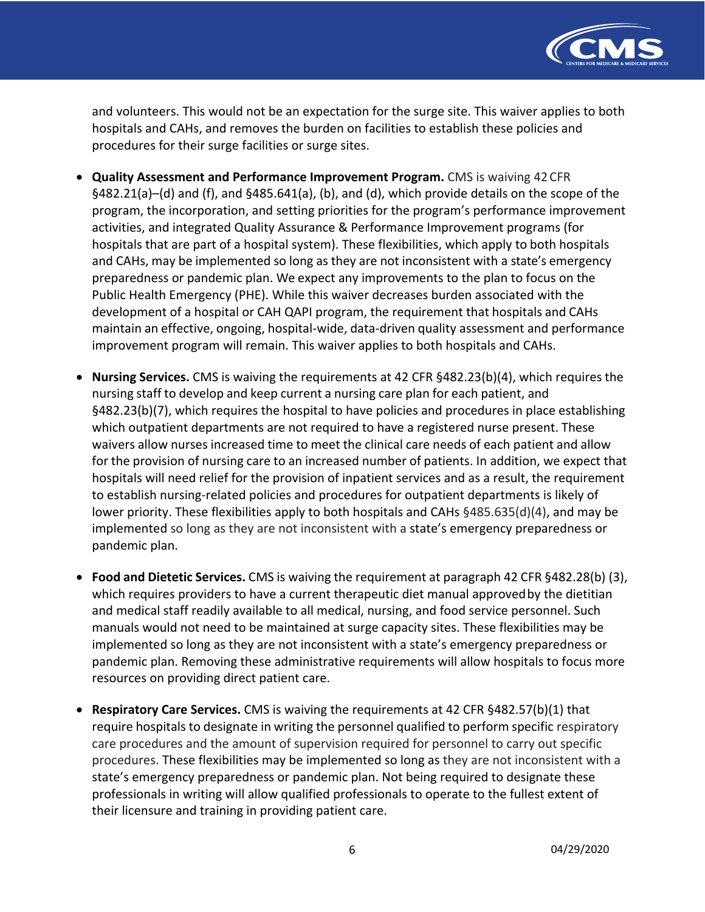and volunteers. This would not be an expectation for the surge site. This waiver applies to both hospitals and CAHs, and removes the burden on facilities to establish these policies and procedures for their surge facilities or surge sites.

- **Quality Assessment and Performance Improvement Program.** CMS is waiving 42 CFR §482.21(a)–(d) and (f), and §485.641(a), (b), and (d), which provide details on the scope of the program, the incorporation, and setting priorities for the program's performance improvement activities, and integrated Quality Assurance & Performance Improvement programs (for hospitals that are part of a hospital system). These flexibilities, which apply to both hospitals and CAHs, may be implemented so long as they are not inconsistent with a state's emergency preparedness or pandemic plan. We expect any improvements to the plan to focus on the Public Health Emergency (PHE). While this waiver decreases burden associated with the development of a hospital or CAH QAPI program, the requirement that hospitals and CAHs maintain an effective, ongoing, hospital-wide, data-driven quality assessment and performance improvement program will remain. This waiver applies to both hospitals and CAHs.

- **Nursing Services.** CMS is waiving the requirements at 42 CFR §482.23(b)(4), which requires the nursing staff to develop and keep current a nursing care plan for each patient, and §482.23(b)(7), which requires the hospital to have policies and procedures in place establishing which outpatient departments are not required to have a registered nurse present. These waivers allow nurses increased time to meet the clinical care needs of each patient and allow for the provision of nursing care to an increased number of patients. In addition, we expect that hospitals will need relief for the provision of inpatient services and as a result, the requirement to establish nursing-related policies and procedures for outpatient departments is likely of lower priority. These flexibilities apply to both hospitals and CAHs §485.635(d)(4), and may be implemented so long as they are not inconsistent with a state's emergency preparedness or pandemic plan.

- **Food and Dietetic Services.** CMS is waiving the requirement at paragraph 42 CFR §482.28(b) (3), which requires providers to have a current therapeutic diet manual approved by the dietitian and medical staff readily available to all medical, nursing, and food service personnel. Such manuals would not need to be maintained at surge capacity sites. These flexibilities may be implemented so long as they are not inconsistent with a state's emergency preparedness or pandemic plan. Removing these administrative requirements will allow hospitals to focus more resources on providing direct patient care.

- **Respiratory Care Services.** CMS is waiving the requirements at 42 CFR §482.57(b)(1) that require hospitals to designate in writing the personnel qualified to perform specific respiratory care procedures and the amount of supervision required for personnel to carry out specific procedures. These flexibilities may be implemented so long as they are not inconsistent with a state's emergency preparedness or pandemic plan. Not being required to designate these professionals in writing will allow qualified professionals to operate to the fullest extent of their licensure and training in providing patient care.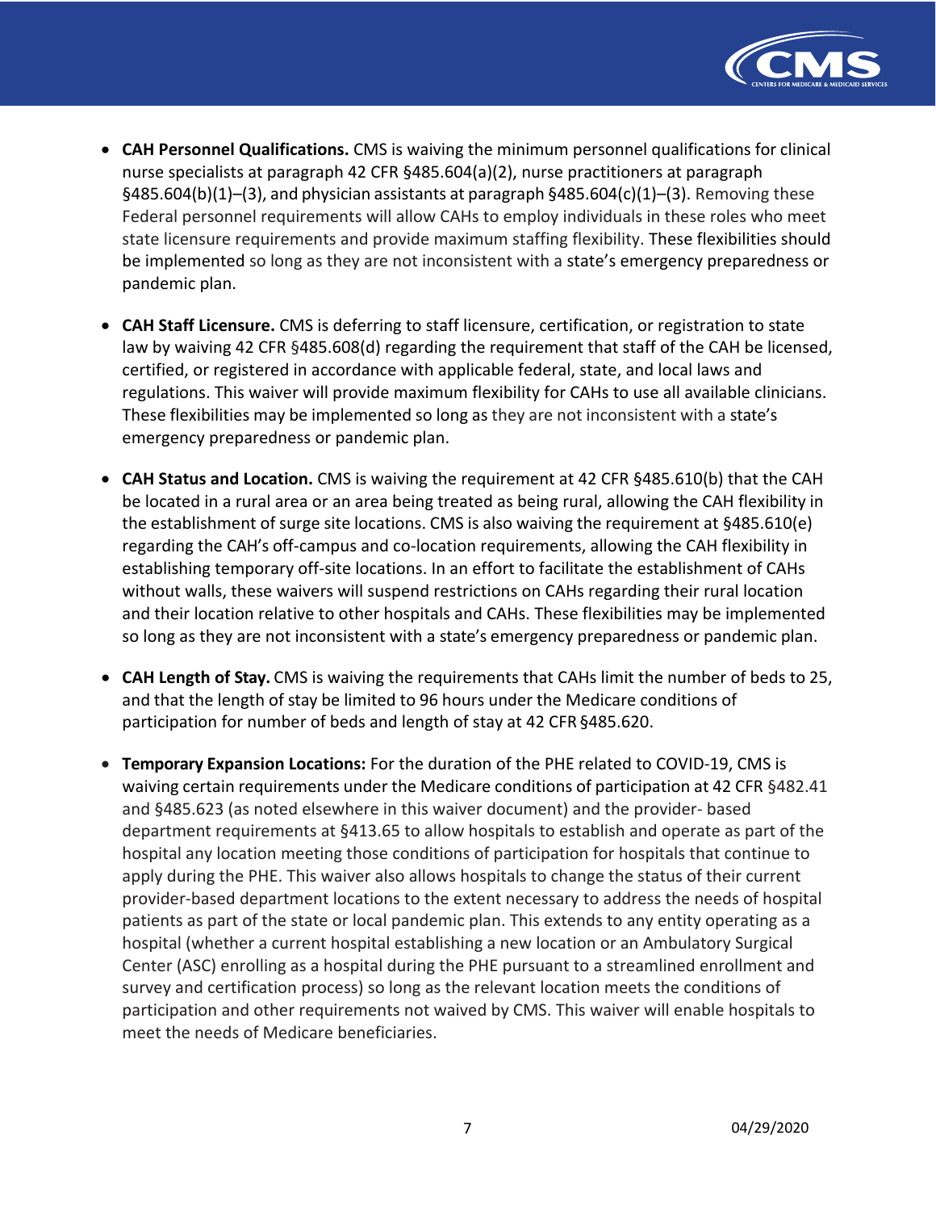- **CAH Personnel Qualifications.** CMS is waiving the minimum personnel qualifications for clinical nurse specialists at paragraph 42 CFR §485.604(a)(2), nurse practitioners at paragraph §485.604(b)(1)–(3), and physician assistants at paragraph §485.604(c)(1)–(3). Removing these Federal personnel requirements will allow CAHs to employ individuals in these roles who meet state licensure requirements and provide maximum staffing flexibility. These flexibilities should be implemented so long as they are not inconsistent with a state's emergency preparedness or pandemic plan.

- **CAH Staff Licensure.** CMS is deferring to staff licensure, certification, or registration to state law by waiving 42 CFR §485.608(d) regarding the requirement that staff of the CAH be licensed, certified, or registered in accordance with applicable federal, state, and local laws and regulations. This waiver will provide maximum flexibility for CAHs to use all available clinicians. These flexibilities may be implemented so long as they are not inconsistent with a state's emergency preparedness or pandemic plan.

- **CAH Status and Location.** CMS is waiving the requirement at 42 CFR §485.610(b) that the CAH be located in a rural area or an area being treated as being rural, allowing the CAH flexibility in the establishment of surge site locations. CMS is also waiving the requirement at §485.610(e) regarding the CAH's off-campus and co-location requirements, allowing the CAH flexibility in establishing temporary off-site locations. In an effort to facilitate the establishment of CAHs without walls, these waivers will suspend restrictions on CAHs regarding their rural location and their location relative to other hospitals and CAHs. These flexibilities may be implemented so long as they are not inconsistent with a state's emergency preparedness or pandemic plan.

- **CAH Length of Stay.** CMS is waiving the requirements that CAHs limit the number of beds to 25, and that the length of stay be limited to 96 hours under the Medicare conditions of participation for number of beds and length of stay at 42 CFR §485.620.

- **Temporary Expansion Locations:** For the duration of the PHE related to COVID-19, CMS is waiving certain requirements under the Medicare conditions of participation at 42 CFR §482.41 and §485.623 (as noted elsewhere in this waiver document) and the provider- based department requirements at §413.65 to allow hospitals to establish and operate as part of the hospital any location meeting those conditions of participation for hospitals that continue to apply during the PHE. This waiver also allows hospitals to change the status of their current provider-based department locations to the extent necessary to address the needs of hospital patients as part of the state or local pandemic plan. This extends to any entity operating as a hospital (whether a current hospital establishing a new location or an Ambulatory Surgical Center (ASC) enrolling as a hospital during the PHE pursuant to a streamlined enrollment and survey and certification process) so long as the relevant location meets the conditions of participation and other requirements not waived by CMS. This waiver will enable hospitals to meet the needs of Medicare beneficiaries.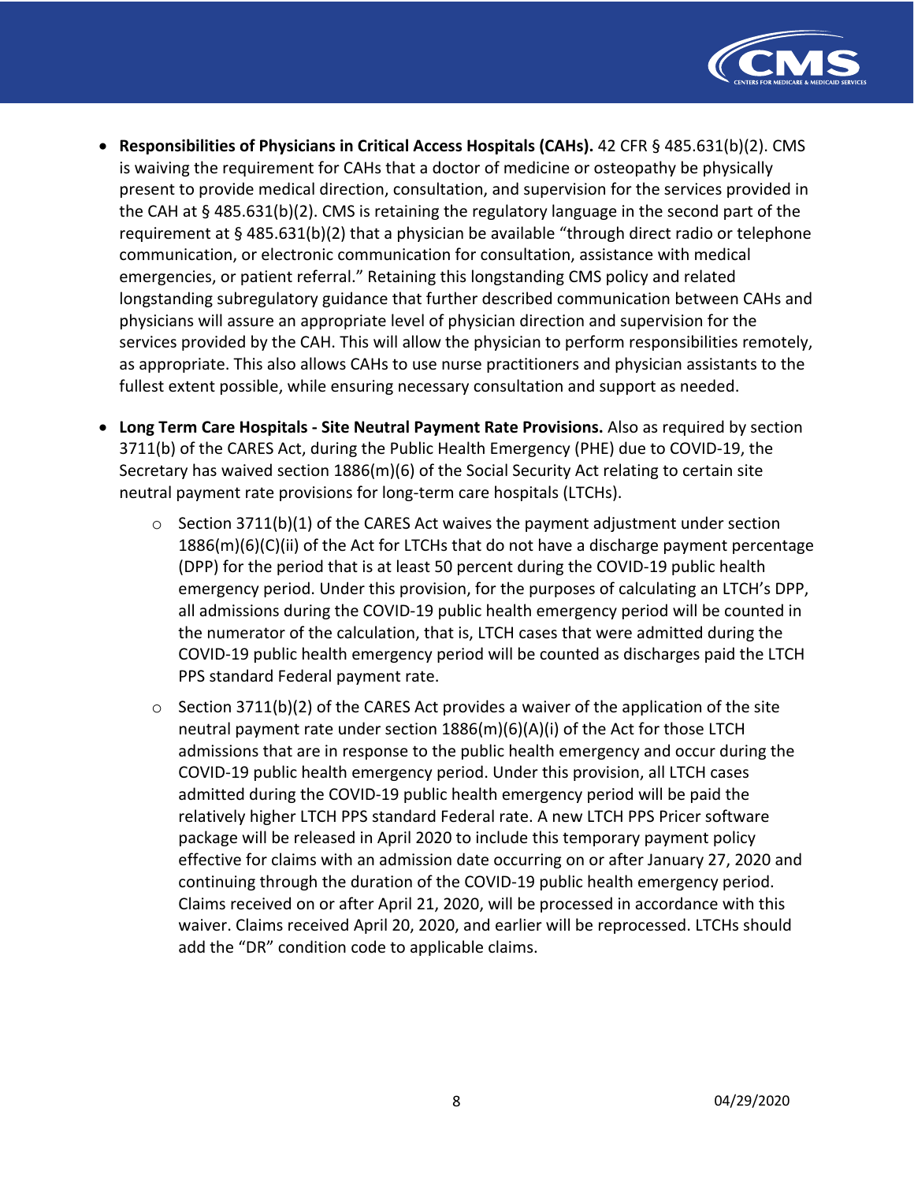- **Responsibilities of Physicians in Critical Access Hospitals (CAHs).** 42 CFR § 485.631(b)(2). CMS is waiving the requirement for CAHs that a doctor of medicine or osteopathy be physically present to provide medical direction, consultation, and supervision for the services provided in the CAH at § 485.631(b)(2). CMS is retaining the regulatory language in the second part of the requirement at § 485.631(b)(2) that a physician be available "through direct radio or telephone communication, or electronic communication for consultation, assistance with medical emergencies, or patient referral." Retaining this longstanding CMS policy and related longstanding subregulatory guidance that further described communication between CAHs and physicians will assure an appropriate level of physician direction and supervision for the services provided by the CAH. This will allow the physician to perform responsibilities remotely, as appropriate. This also allows CAHs to use nurse practitioners and physician assistants to the fullest extent possible, while ensuring necessary consultation and support as needed.

- **Long Term Care Hospitals - Site Neutral Payment Rate Provisions.** Also as required by section 3711(b) of the CARES Act, during the Public Health Emergency (PHE) due to COVID-19, the Secretary has waived section 1886(m)(6) of the Social Security Act relating to certain site neutral payment rate provisions for long-term care hospitals (LTCHs).
  - Section 3711(b)(1) of the CARES Act waives the payment adjustment under section 1886(m)(6)(C)(ii) of the Act for LTCHs that do not have a discharge payment percentage (DPP) for the period that is at least 50 percent during the COVID-19 public health emergency period. Under this provision, for the purposes of calculating an LTCH's DPP, all admissions during the COVID-19 public health emergency period will be counted in the numerator of the calculation, that is, LTCH cases that were admitted during the COVID-19 public health emergency period will be counted as discharges paid the LTCH PPS standard Federal payment rate.
  - Section 3711(b)(2) of the CARES Act provides a waiver of the application of the site neutral payment rate under section 1886(m)(6)(A)(i) of the Act for those LTCH admissions that are in response to the public health emergency and occur during the COVID-19 public health emergency period. Under this provision, all LTCH cases admitted during the COVID-19 public health emergency period will be paid the relatively higher LTCH PPS standard Federal rate. A new LTCH PPS Pricer software package will be released in April 2020 to include this temporary payment policy effective for claims with an admission date occurring on or after January 27, 2020 and continuing through the duration of the COVID-19 public health emergency period. Claims received on or after April 21, 2020, will be processed in accordance with this waiver. Claims received April 20, 2020, and earlier will be reprocessed. LTCHs should add the "DR" condition code to applicable claims.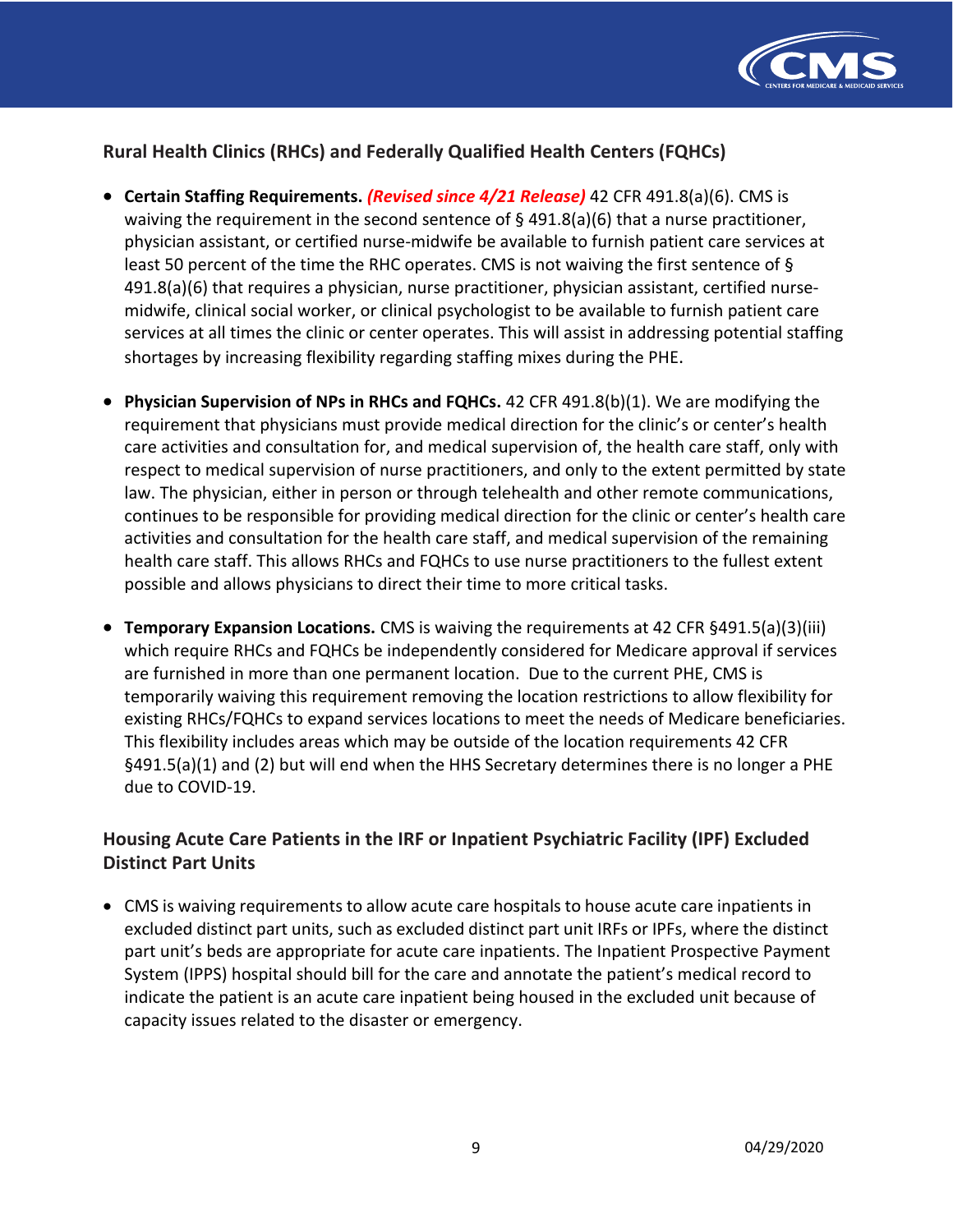## Rural Health Clinics (RHCs) and Federally Qualified Health Centers (FQHCs)

- **Certain Staffing Requirements.** ***(Revised since 4/21 Release)*** 42 CFR 491.8(a)(6). CMS is waiving the requirement in the second sentence of § 491.8(a)(6) that a nurse practitioner, physician assistant, or certified nurse-midwife be available to furnish patient care services at least 50 percent of the time the RHC operates. CMS is not waiving the first sentence of § 491.8(a)(6) that requires a physician, nurse practitioner, physician assistant, certified nurse-midwife, clinical social worker, or clinical psychologist to be available to furnish patient care services at all times the clinic or center operates. This will assist in addressing potential staffing shortages by increasing flexibility regarding staffing mixes during the PHE.

- **Physician Supervision of NPs in RHCs and FQHCs.** 42 CFR 491.8(b)(1). We are modifying the requirement that physicians must provide medical direction for the clinic's or center's health care activities and consultation for, and medical supervision of, the health care staff, only with respect to medical supervision of nurse practitioners, and only to the extent permitted by state law. The physician, either in person or through telehealth and other remote communications, continues to be responsible for providing medical direction for the clinic or center's health care activities and consultation for the health care staff, and medical supervision of the remaining health care staff. This allows RHCs and FQHCs to use nurse practitioners to the fullest extent possible and allows physicians to direct their time to more critical tasks.

- **Temporary Expansion Locations.** CMS is waiving the requirements at 42 CFR §491.5(a)(3)(iii) which require RHCs and FQHCs be independently considered for Medicare approval if services are furnished in more than one permanent location. Due to the current PHE, CMS is temporarily waiving this requirement removing the location restrictions to allow flexibility for existing RHCs/FQHCs to expand services locations to meet the needs of Medicare beneficiaries. This flexibility includes areas which may be outside of the location requirements 42 CFR §491.5(a)(1) and (2) but will end when the HHS Secretary determines there is no longer a PHE due to COVID-19.

## Housing Acute Care Patients in the IRF or Inpatient Psychiatric Facility (IPF) Excluded Distinct Part Units

- CMS is waiving requirements to allow acute care hospitals to house acute care inpatients in excluded distinct part units, such as excluded distinct part unit IRFs or IPFs, where the distinct part unit's beds are appropriate for acute care inpatients. The Inpatient Prospective Payment System (IPPS) hospital should bill for the care and annotate the patient's medical record to indicate the patient is an acute care inpatient being housed in the excluded unit because of capacity issues related to the disaster or emergency.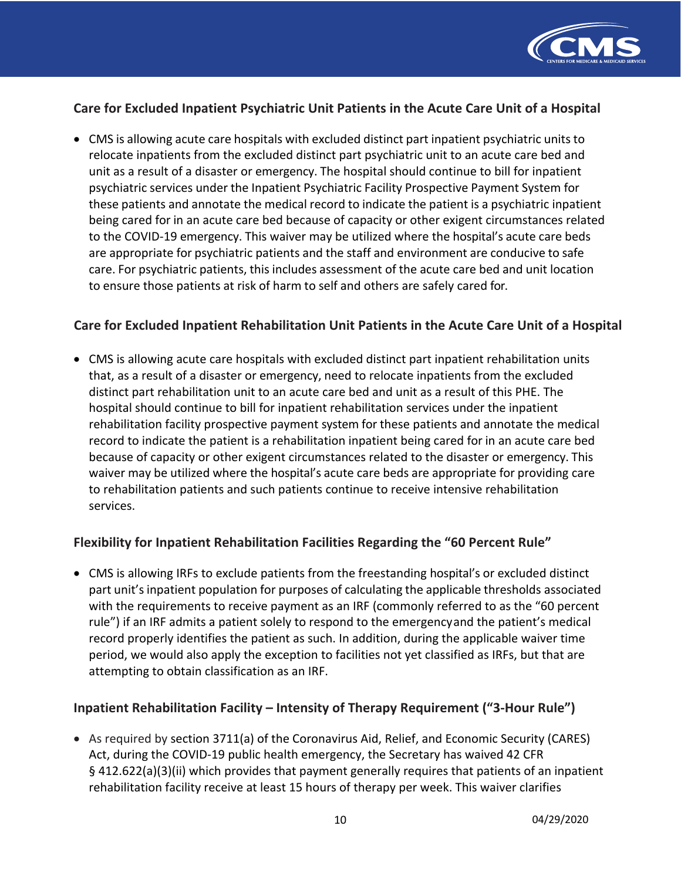### Care for Excluded Inpatient Psychiatric Unit Patients in the Acute Care Unit of a Hospital

- CMS is allowing acute care hospitals with excluded distinct part inpatient psychiatric units to relocate inpatients from the excluded distinct part psychiatric unit to an acute care bed and unit as a result of a disaster or emergency. The hospital should continue to bill for inpatient psychiatric services under the Inpatient Psychiatric Facility Prospective Payment System for these patients and annotate the medical record to indicate the patient is a psychiatric inpatient being cared for in an acute care bed because of capacity or other exigent circumstances related to the COVID-19 emergency. This waiver may be utilized where the hospital's acute care beds are appropriate for psychiatric patients and the staff and environment are conducive to safe care. For psychiatric patients, this includes assessment of the acute care bed and unit location to ensure those patients at risk of harm to self and others are safely cared for.

### Care for Excluded Inpatient Rehabilitation Unit Patients in the Acute Care Unit of a Hospital

- CMS is allowing acute care hospitals with excluded distinct part inpatient rehabilitation units that, as a result of a disaster or emergency, need to relocate inpatients from the excluded distinct part rehabilitation unit to an acute care bed and unit as a result of this PHE. The hospital should continue to bill for inpatient rehabilitation services under the inpatient rehabilitation facility prospective payment system for these patients and annotate the medical record to indicate the patient is a rehabilitation inpatient being cared for in an acute care bed because of capacity or other exigent circumstances related to the disaster or emergency. This waiver may be utilized where the hospital's acute care beds are appropriate for providing care to rehabilitation patients and such patients continue to receive intensive rehabilitation services.

### Flexibility for Inpatient Rehabilitation Facilities Regarding the "60 Percent Rule"

- CMS is allowing IRFs to exclude patients from the freestanding hospital's or excluded distinct part unit's inpatient population for purposes of calculating the applicable thresholds associated with the requirements to receive payment as an IRF (commonly referred to as the "60 percent rule") if an IRF admits a patient solely to respond to the emergency and the patient's medical record properly identifies the patient as such. In addition, during the applicable waiver time period, we would also apply the exception to facilities not yet classified as IRFs, but that are attempting to obtain classification as an IRF.

### Inpatient Rehabilitation Facility – Intensity of Therapy Requirement ("3-Hour Rule")

- As required by section 3711(a) of the Coronavirus Aid, Relief, and Economic Security (CARES) Act, during the COVID-19 public health emergency, the Secretary has waived 42 CFR § 412.622(a)(3)(ii) which provides that payment generally requires that patients of an inpatient rehabilitation facility receive at least 15 hours of therapy per week. This waiver clarifies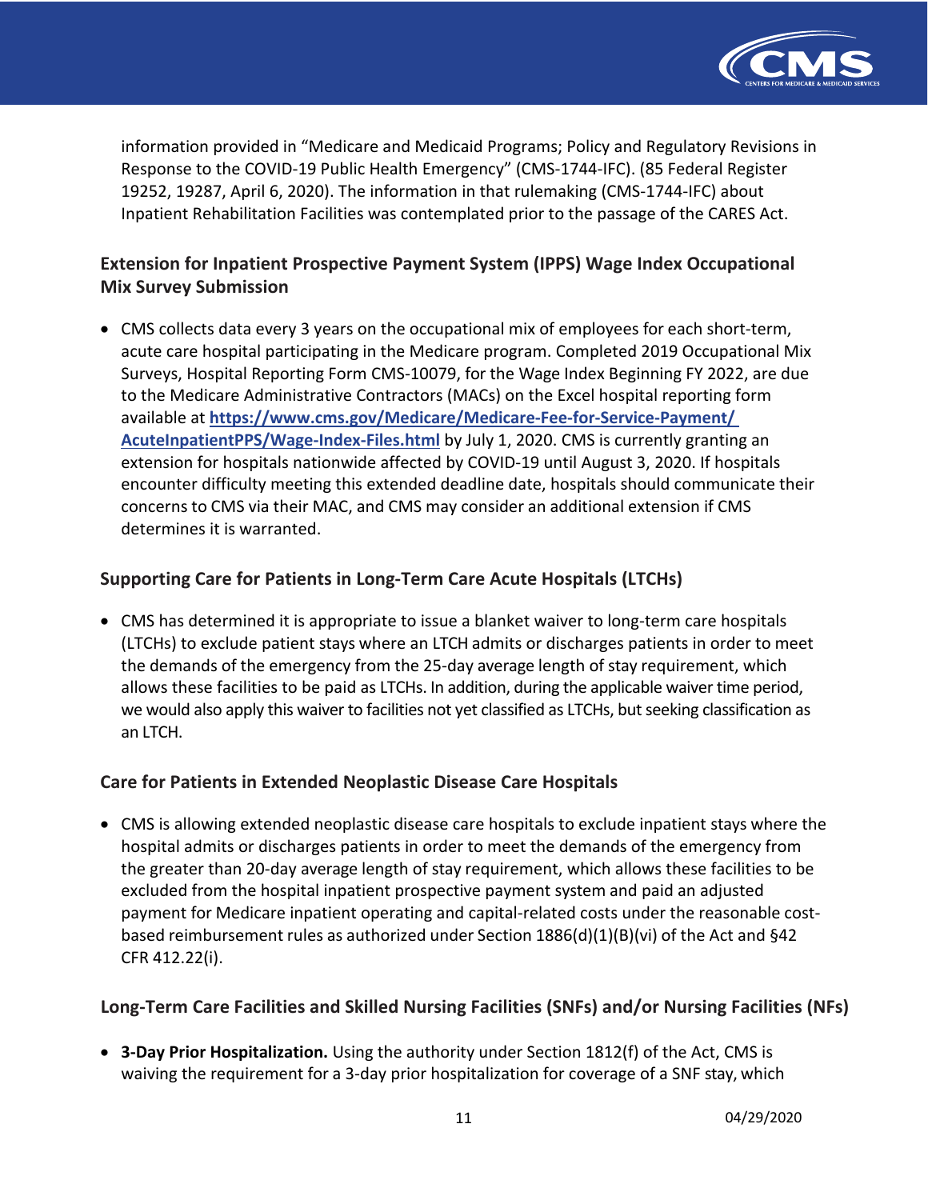information provided in "Medicare and Medicaid Programs; Policy and Regulatory Revisions in Response to the COVID-19 Public Health Emergency" (CMS-1744-IFC). (85 Federal Register 19252, 19287, April 6, 2020). The information in that rulemaking (CMS-1744-IFC) about Inpatient Rehabilitation Facilities was contemplated prior to the passage of the CARES Act.

### Extension for Inpatient Prospective Payment System (IPPS) Wage Index Occupational Mix Survey Submission

- CMS collects data every 3 years on the occupational mix of employees for each short-term, acute care hospital participating in the Medicare program. Completed 2019 Occupational Mix Surveys, Hospital Reporting Form CMS-10079, for the Wage Index Beginning FY 2022, are due to the Medicare Administrative Contractors (MACs) on the Excel hospital reporting form available at **https://www.cms.gov/Medicare/Medicare-Fee-for-Service-Payment/AcuteInpatientPPS/Wage-Index-Files.html** by July 1, 2020. CMS is currently granting an extension for hospitals nationwide affected by COVID-19 until August 3, 2020. If hospitals encounter difficulty meeting this extended deadline date, hospitals should communicate their concerns to CMS via their MAC, and CMS may consider an additional extension if CMS determines it is warranted.

### Supporting Care for Patients in Long-Term Care Acute Hospitals (LTCHs)

- CMS has determined it is appropriate to issue a blanket waiver to long-term care hospitals (LTCHs) to exclude patient stays where an LTCH admits or discharges patients in order to meet the demands of the emergency from the 25-day average length of stay requirement, which allows these facilities to be paid as LTCHs. In addition, during the applicable waiver time period, we would also apply this waiver to facilities not yet classified as LTCHs, but seeking classification as an LTCH.

### Care for Patients in Extended Neoplastic Disease Care Hospitals

- CMS is allowing extended neoplastic disease care hospitals to exclude inpatient stays where the hospital admits or discharges patients in order to meet the demands of the emergency from the greater than 20-day average length of stay requirement, which allows these facilities to be excluded from the hospital inpatient prospective payment system and paid an adjusted payment for Medicare inpatient operating and capital-related costs under the reasonable cost-based reimbursement rules as authorized under Section 1886(d)(1)(B)(vi) of the Act and §42 CFR 412.22(i).

### Long-Term Care Facilities and Skilled Nursing Facilities (SNFs) and/or Nursing Facilities (NFs)

- **3-Day Prior Hospitalization.** Using the authority under Section 1812(f) of the Act, CMS is waiving the requirement for a 3-day prior hospitalization for coverage of a SNF stay, which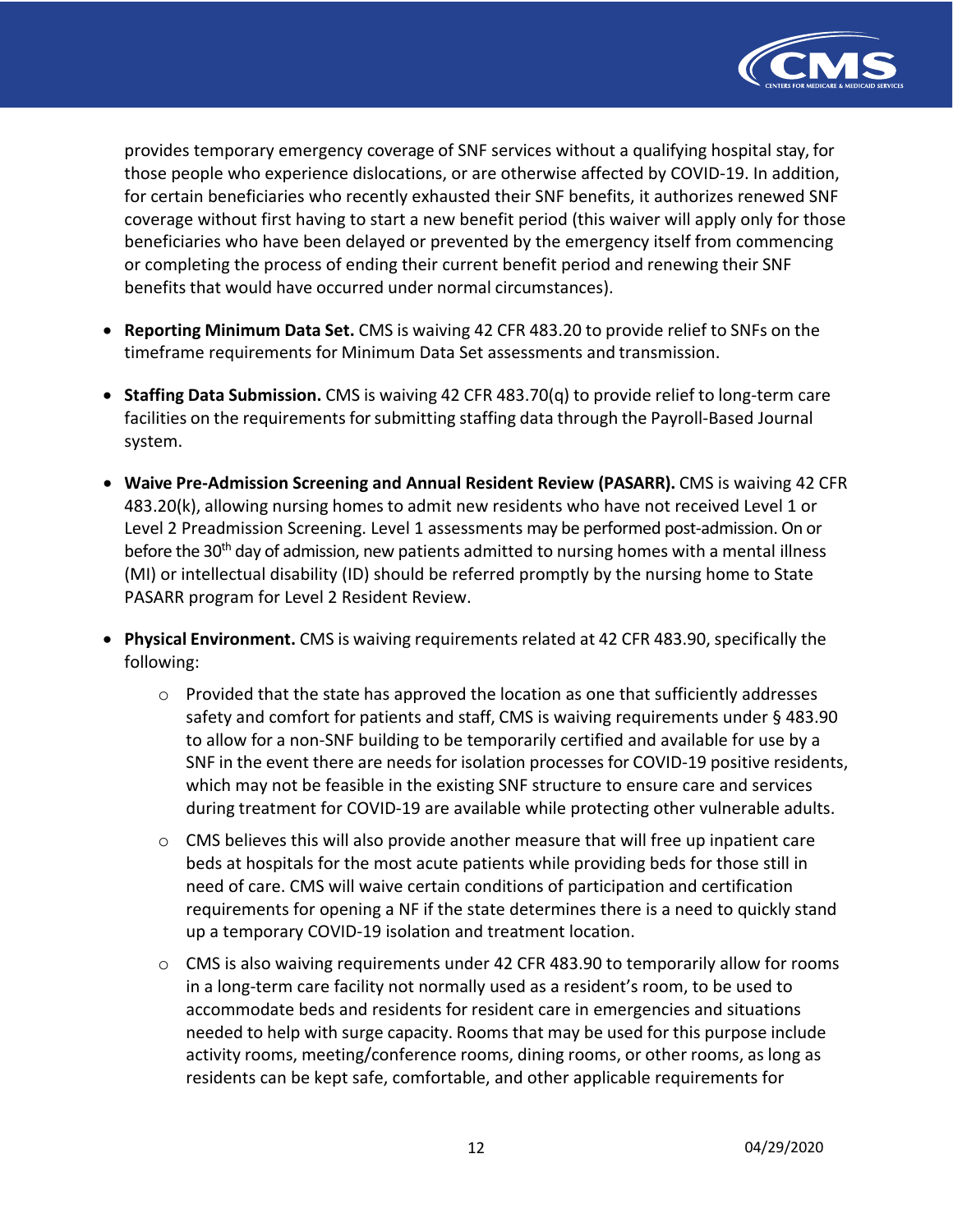provides temporary emergency coverage of SNF services without a qualifying hospital stay, for those people who experience dislocations, or are otherwise affected by COVID-19. In addition, for certain beneficiaries who recently exhausted their SNF benefits, it authorizes renewed SNF coverage without first having to start a new benefit period (this waiver will apply only for those beneficiaries who have been delayed or prevented by the emergency itself from commencing or completing the process of ending their current benefit period and renewing their SNF benefits that would have occurred under normal circumstances).

- **Reporting Minimum Data Set.** CMS is waiving 42 CFR 483.20 to provide relief to SNFs on the timeframe requirements for Minimum Data Set assessments and transmission.
- **Staffing Data Submission.** CMS is waiving 42 CFR 483.70(q) to provide relief to long-term care facilities on the requirements for submitting staffing data through the Payroll-Based Journal system.
- **Waive Pre-Admission Screening and Annual Resident Review (PASARR).** CMS is waiving 42 CFR 483.20(k), allowing nursing homes to admit new residents who have not received Level 1 or Level 2 Preadmission Screening. Level 1 assessments may be performed post-admission. On or before the 30th day of admission, new patients admitted to nursing homes with a mental illness (MI) or intellectual disability (ID) should be referred promptly by the nursing home to State PASARR program for Level 2 Resident Review.
- **Physical Environment.** CMS is waiving requirements related at 42 CFR 483.90, specifically the following:
  - Provided that the state has approved the location as one that sufficiently addresses safety and comfort for patients and staff, CMS is waiving requirements under § 483.90 to allow for a non-SNF building to be temporarily certified and available for use by a SNF in the event there are needs for isolation processes for COVID-19 positive residents, which may not be feasible in the existing SNF structure to ensure care and services during treatment for COVID-19 are available while protecting other vulnerable adults.
  - CMS believes this will also provide another measure that will free up inpatient care beds at hospitals for the most acute patients while providing beds for those still in need of care. CMS will waive certain conditions of participation and certification requirements for opening a NF if the state determines there is a need to quickly stand up a temporary COVID-19 isolation and treatment location.
  - CMS is also waiving requirements under 42 CFR 483.90 to temporarily allow for rooms in a long-term care facility not normally used as a resident's room, to be used to accommodate beds and residents for resident care in emergencies and situations needed to help with surge capacity. Rooms that may be used for this purpose include activity rooms, meeting/conference rooms, dining rooms, or other rooms, as long as residents can be kept safe, comfortable, and other applicable requirements for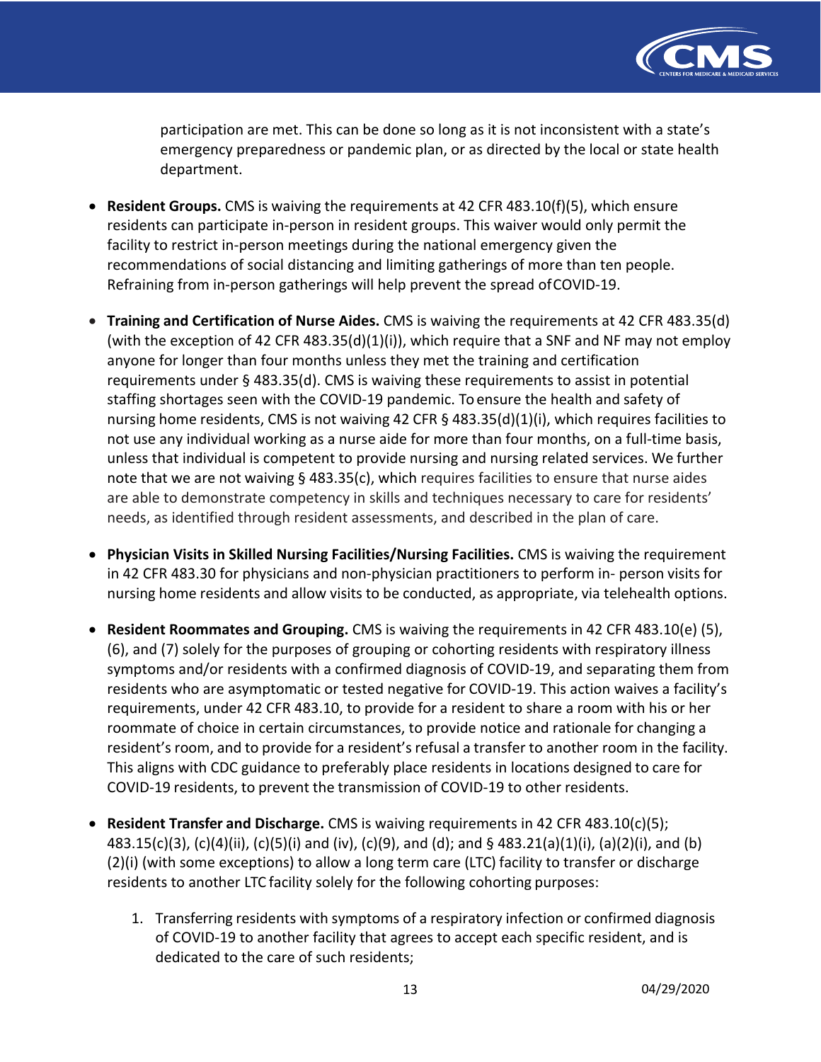participation are met. This can be done so long as it is not inconsistent with a state's emergency preparedness or pandemic plan, or as directed by the local or state health department.

- **Resident Groups.** CMS is waiving the requirements at 42 CFR 483.10(f)(5), which ensure residents can participate in-person in resident groups. This waiver would only permit the facility to restrict in-person meetings during the national emergency given the recommendations of social distancing and limiting gatherings of more than ten people. Refraining from in-person gatherings will help prevent the spread of COVID-19.

- **Training and Certification of Nurse Aides.** CMS is waiving the requirements at 42 CFR 483.35(d) (with the exception of 42 CFR 483.35(d)(1)(i)), which require that a SNF and NF may not employ anyone for longer than four months unless they met the training and certification requirements under § 483.35(d). CMS is waiving these requirements to assist in potential staffing shortages seen with the COVID-19 pandemic. To ensure the health and safety of nursing home residents, CMS is not waiving 42 CFR § 483.35(d)(1)(i), which requires facilities to not use any individual working as a nurse aide for more than four months, on a full-time basis, unless that individual is competent to provide nursing and nursing related services. We further note that we are not waiving § 483.35(c), which requires facilities to ensure that nurse aides are able to demonstrate competency in skills and techniques necessary to care for residents' needs, as identified through resident assessments, and described in the plan of care.

- **Physician Visits in Skilled Nursing Facilities/Nursing Facilities.** CMS is waiving the requirement in 42 CFR 483.30 for physicians and non-physician practitioners to perform in- person visits for nursing home residents and allow visits to be conducted, as appropriate, via telehealth options.

- **Resident Roommates and Grouping.** CMS is waiving the requirements in 42 CFR 483.10(e) (5), (6), and (7) solely for the purposes of grouping or cohorting residents with respiratory illness symptoms and/or residents with a confirmed diagnosis of COVID-19, and separating them from residents who are asymptomatic or tested negative for COVID-19. This action waives a facility's requirements, under 42 CFR 483.10, to provide for a resident to share a room with his or her roommate of choice in certain circumstances, to provide notice and rationale for changing a resident's room, and to provide for a resident's refusal a transfer to another room in the facility. This aligns with CDC guidance to preferably place residents in locations designed to care for COVID-19 residents, to prevent the transmission of COVID-19 to other residents.

- **Resident Transfer and Discharge.** CMS is waiving requirements in 42 CFR 483.10(c)(5); 483.15(c)(3), (c)(4)(ii), (c)(5)(i) and (iv), (c)(9), and (d); and § 483.21(a)(1)(i), (a)(2)(i), and (b) (2)(i) (with some exceptions) to allow a long term care (LTC) facility to transfer or discharge residents to another LTC facility solely for the following cohorting purposes:

    1. Transferring residents with symptoms of a respiratory infection or confirmed diagnosis of COVID-19 to another facility that agrees to accept each specific resident, and is dedicated to the care of such residents;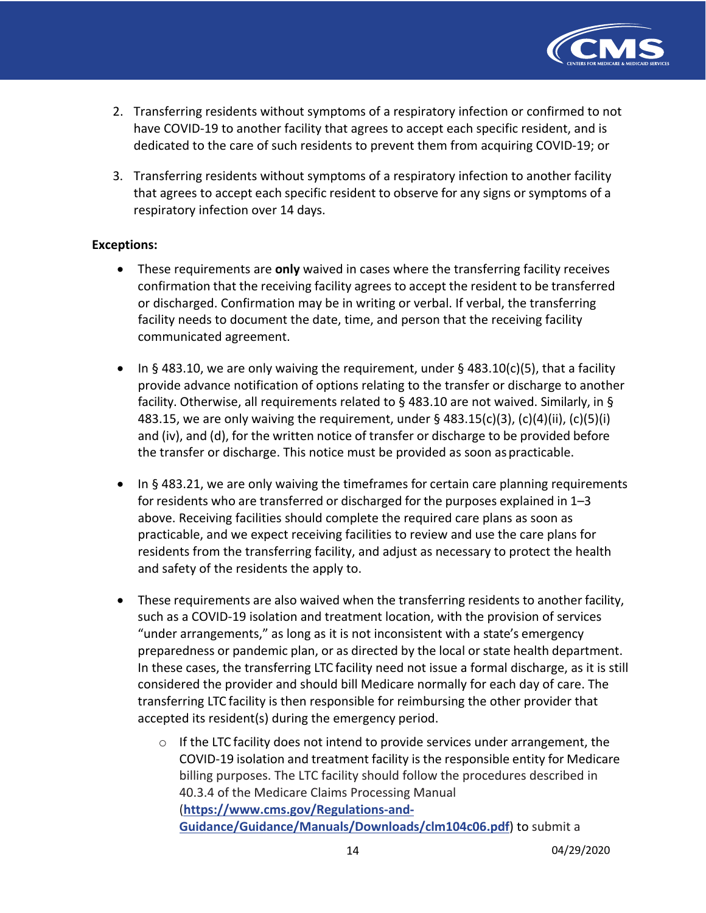2. Transferring residents without symptoms of a respiratory infection or confirmed to not have COVID-19 to another facility that agrees to accept each specific resident, and is dedicated to the care of such residents to prevent them from acquiring COVID-19; or

3. Transferring residents without symptoms of a respiratory infection to another facility that agrees to accept each specific resident to observe for any signs or symptoms of a respiratory infection over 14 days.

**Exceptions:**

- These requirements are **only** waived in cases where the transferring facility receives confirmation that the receiving facility agrees to accept the resident to be transferred or discharged. Confirmation may be in writing or verbal. If verbal, the transferring facility needs to document the date, time, and person that the receiving facility communicated agreement.

- In § 483.10, we are only waiving the requirement, under § 483.10(c)(5), that a facility provide advance notification of options relating to the transfer or discharge to another facility. Otherwise, all requirements related to § 483.10 are not waived. Similarly, in § 483.15, we are only waiving the requirement, under § 483.15(c)(3), (c)(4)(ii), (c)(5)(i) and (iv), and (d), for the written notice of transfer or discharge to be provided before the transfer or discharge. This notice must be provided as soon as practicable.

- In § 483.21, we are only waiving the timeframes for certain care planning requirements for residents who are transferred or discharged for the purposes explained in 1–3 above. Receiving facilities should complete the required care plans as soon as practicable, and we expect receiving facilities to review and use the care plans for residents from the transferring facility, and adjust as necessary to protect the health and safety of the residents the apply to.

- These requirements are also waived when the transferring residents to another facility, such as a COVID-19 isolation and treatment location, with the provision of services "under arrangements," as long as it is not inconsistent with a state's emergency preparedness or pandemic plan, or as directed by the local or state health department. In these cases, the transferring LTC facility need not issue a formal discharge, as it is still considered the provider and should bill Medicare normally for each day of care. The transferring LTC facility is then responsible for reimbursing the other provider that accepted its resident(s) during the emergency period.
  - If the LTC facility does not intend to provide services under arrangement, the COVID-19 isolation and treatment facility is the responsible entity for Medicare billing purposes. The LTC facility should follow the procedures described in 40.3.4 of the Medicare Claims Processing Manual (**https://www.cms.gov/Regulations-and-Guidance/Guidance/Manuals/Downloads/clm104c06.pdf**) to submit a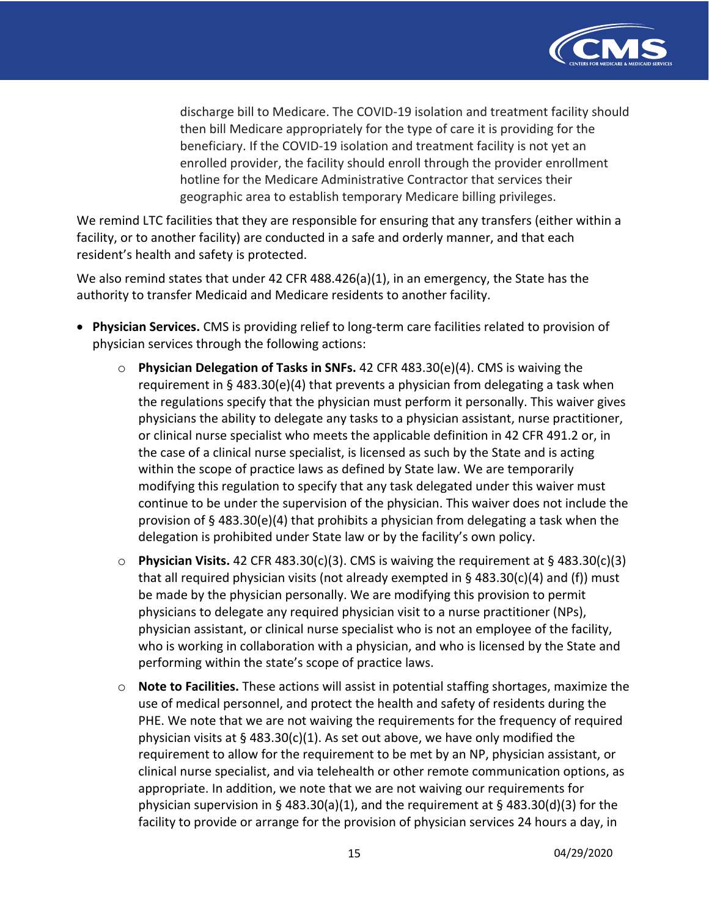discharge bill to Medicare. The COVID-19 isolation and treatment facility should then bill Medicare appropriately for the type of care it is providing for the beneficiary. If the COVID-19 isolation and treatment facility is not yet an enrolled provider, the facility should enroll through the provider enrollment hotline for the Medicare Administrative Contractor that services their geographic area to establish temporary Medicare billing privileges.

We remind LTC facilities that they are responsible for ensuring that any transfers (either within a facility, or to another facility) are conducted in a safe and orderly manner, and that each resident's health and safety is protected.

We also remind states that under 42 CFR 488.426(a)(1), in an emergency, the State has the authority to transfer Medicaid and Medicare residents to another facility.

- **Physician Services.** CMS is providing relief to long-term care facilities related to provision of physician services through the following actions:
  - **Physician Delegation of Tasks in SNFs.** 42 CFR 483.30(e)(4). CMS is waiving the requirement in § 483.30(e)(4) that prevents a physician from delegating a task when the regulations specify that the physician must perform it personally. This waiver gives physicians the ability to delegate any tasks to a physician assistant, nurse practitioner, or clinical nurse specialist who meets the applicable definition in 42 CFR 491.2 or, in the case of a clinical nurse specialist, is licensed as such by the State and is acting within the scope of practice laws as defined by State law. We are temporarily modifying this regulation to specify that any task delegated under this waiver must continue to be under the supervision of the physician. This waiver does not include the provision of § 483.30(e)(4) that prohibits a physician from delegating a task when the delegation is prohibited under State law or by the facility's own policy.
  - **Physician Visits.** 42 CFR 483.30(c)(3). CMS is waiving the requirement at § 483.30(c)(3) that all required physician visits (not already exempted in § 483.30(c)(4) and (f)) must be made by the physician personally. We are modifying this provision to permit physicians to delegate any required physician visit to a nurse practitioner (NPs), physician assistant, or clinical nurse specialist who is not an employee of the facility, who is working in collaboration with a physician, and who is licensed by the State and performing within the state's scope of practice laws.
  - **Note to Facilities.** These actions will assist in potential staffing shortages, maximize the use of medical personnel, and protect the health and safety of residents during the PHE. We note that we are not waiving the requirements for the frequency of required physician visits at § 483.30(c)(1). As set out above, we have only modified the requirement to allow for the requirement to be met by an NP, physician assistant, or clinical nurse specialist, and via telehealth or other remote communication options, as appropriate. In addition, we note that we are not waiving our requirements for physician supervision in § 483.30(a)(1), and the requirement at § 483.30(d)(3) for the facility to provide or arrange for the provision of physician services 24 hours a day, in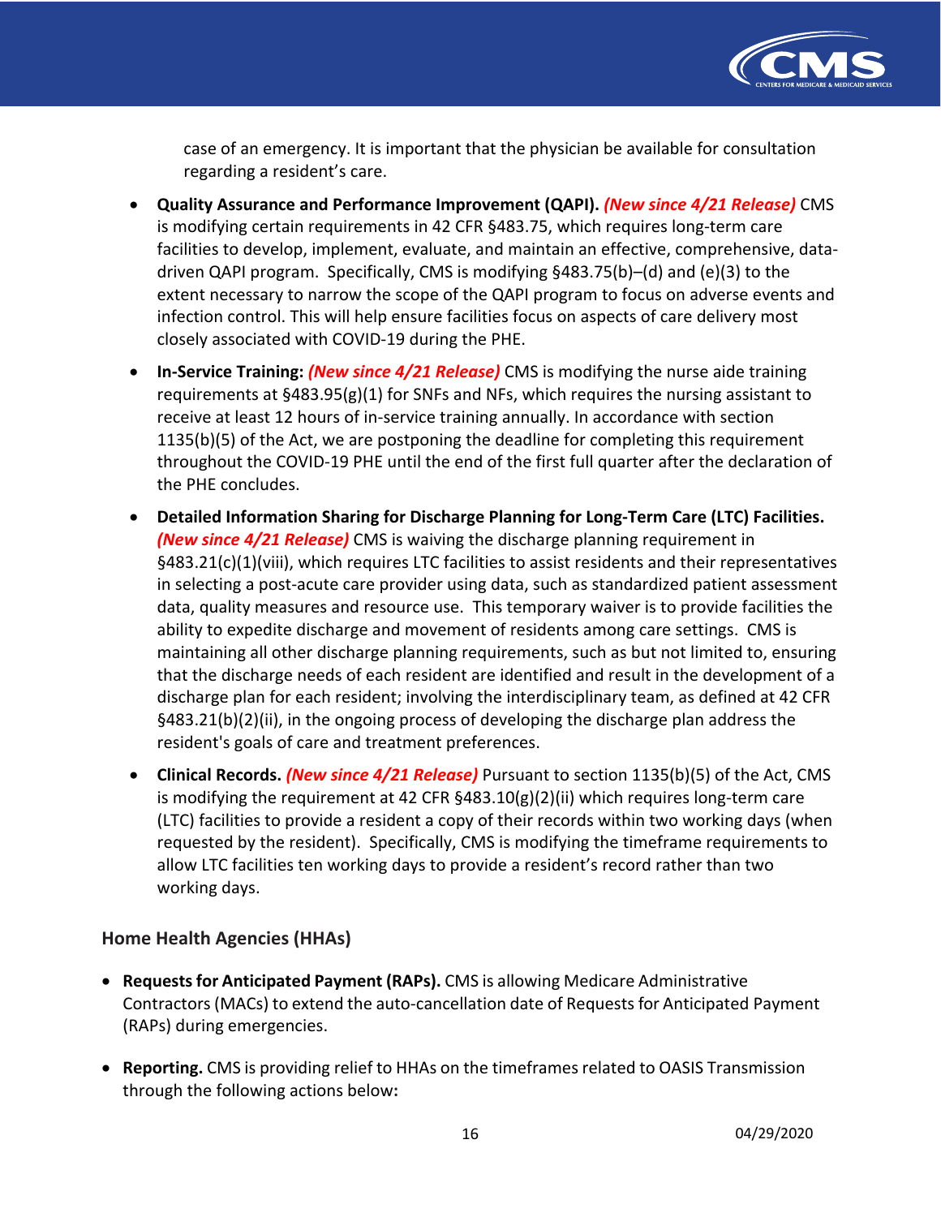case of an emergency. It is important that the physician be available for consultation regarding a resident's care.

- **Quality Assurance and Performance Improvement (QAPI).** ***(New since 4/21 Release)*** CMS is modifying certain requirements in 42 CFR §483.75, which requires long-term care facilities to develop, implement, evaluate, and maintain an effective, comprehensive, data-driven QAPI program. Specifically, CMS is modifying §483.75(b)–(d) and (e)(3) to the extent necessary to narrow the scope of the QAPI program to focus on adverse events and infection control. This will help ensure facilities focus on aspects of care delivery most closely associated with COVID-19 during the PHE.
- **In-Service Training:** ***(New since 4/21 Release)*** CMS is modifying the nurse aide training requirements at §483.95(g)(1) for SNFs and NFs, which requires the nursing assistant to receive at least 12 hours of in-service training annually. In accordance with section 1135(b)(5) of the Act, we are postponing the deadline for completing this requirement throughout the COVID-19 PHE until the end of the first full quarter after the declaration of the PHE concludes.
- **Detailed Information Sharing for Discharge Planning for Long-Term Care (LTC) Facilities.** ***(New since 4/21 Release)*** CMS is waiving the discharge planning requirement in §483.21(c)(1)(viii), which requires LTC facilities to assist residents and their representatives in selecting a post-acute care provider using data, such as standardized patient assessment data, quality measures and resource use. This temporary waiver is to provide facilities the ability to expedite discharge and movement of residents among care settings. CMS is maintaining all other discharge planning requirements, such as but not limited to, ensuring that the discharge needs of each resident are identified and result in the development of a discharge plan for each resident; involving the interdisciplinary team, as defined at 42 CFR §483.21(b)(2)(ii), in the ongoing process of developing the discharge plan address the resident's goals of care and treatment preferences.
- **Clinical Records.** ***(New since 4/21 Release)*** Pursuant to section 1135(b)(5) of the Act, CMS is modifying the requirement at 42 CFR §483.10(g)(2)(ii) which requires long-term care (LTC) facilities to provide a resident a copy of their records within two working days (when requested by the resident). Specifically, CMS is modifying the timeframe requirements to allow LTC facilities ten working days to provide a resident's record rather than two working days.

## Home Health Agencies (HHAs)

- **Requests for Anticipated Payment (RAPs).** CMS is allowing Medicare Administrative Contractors (MACs) to extend the auto-cancellation date of Requests for Anticipated Payment (RAPs) during emergencies.
- **Reporting.** CMS is providing relief to HHAs on the timeframes related to OASIS Transmission through the following actions below**:**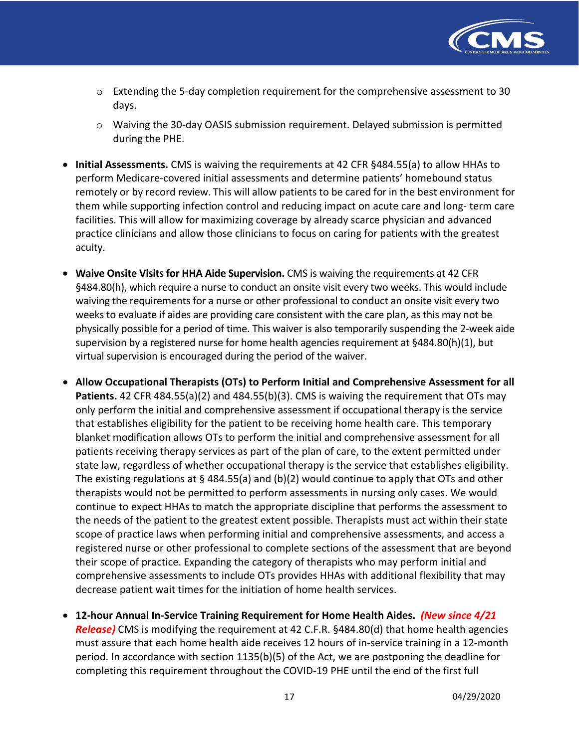- Extending the 5-day completion requirement for the comprehensive assessment to 30 days.
  - Waiving the 30-day OASIS submission requirement. Delayed submission is permitted during the PHE.

- **Initial Assessments.** CMS is waiving the requirements at 42 CFR §484.55(a) to allow HHAs to perform Medicare-covered initial assessments and determine patients' homebound status remotely or by record review. This will allow patients to be cared for in the best environment for them while supporting infection control and reducing impact on acute care and long- term care facilities. This will allow for maximizing coverage by already scarce physician and advanced practice clinicians and allow those clinicians to focus on caring for patients with the greatest acuity.

- **Waive Onsite Visits for HHA Aide Supervision.** CMS is waiving the requirements at 42 CFR §484.80(h), which require a nurse to conduct an onsite visit every two weeks. This would include waiving the requirements for a nurse or other professional to conduct an onsite visit every two weeks to evaluate if aides are providing care consistent with the care plan, as this may not be physically possible for a period of time. This waiver is also temporarily suspending the 2-week aide supervision by a registered nurse for home health agencies requirement at §484.80(h)(1), but virtual supervision is encouraged during the period of the waiver.

- **Allow Occupational Therapists (OTs) to Perform Initial and Comprehensive Assessment for all Patients.** 42 CFR 484.55(a)(2) and 484.55(b)(3). CMS is waiving the requirement that OTs may only perform the initial and comprehensive assessment if occupational therapy is the service that establishes eligibility for the patient to be receiving home health care. This temporary blanket modification allows OTs to perform the initial and comprehensive assessment for all patients receiving therapy services as part of the plan of care, to the extent permitted under state law, regardless of whether occupational therapy is the service that establishes eligibility. The existing regulations at § 484.55(a) and (b)(2) would continue to apply that OTs and other therapists would not be permitted to perform assessments in nursing only cases. We would continue to expect HHAs to match the appropriate discipline that performs the assessment to the needs of the patient to the greatest extent possible. Therapists must act within their state scope of practice laws when performing initial and comprehensive assessments, and access a registered nurse or other professional to complete sections of the assessment that are beyond their scope of practice. Expanding the category of therapists who may perform initial and comprehensive assessments to include OTs provides HHAs with additional flexibility that may decrease patient wait times for the initiation of home health services.

- **12-hour Annual In-Service Training Requirement for Home Health Aides.** ***(New since 4/21 Release)*** CMS is modifying the requirement at 42 C.F.R. §484.80(d) that home health agencies must assure that each home health aide receives 12 hours of in-service training in a 12-month period. In accordance with section 1135(b)(5) of the Act, we are postponing the deadline for completing this requirement throughout the COVID-19 PHE until the end of the first full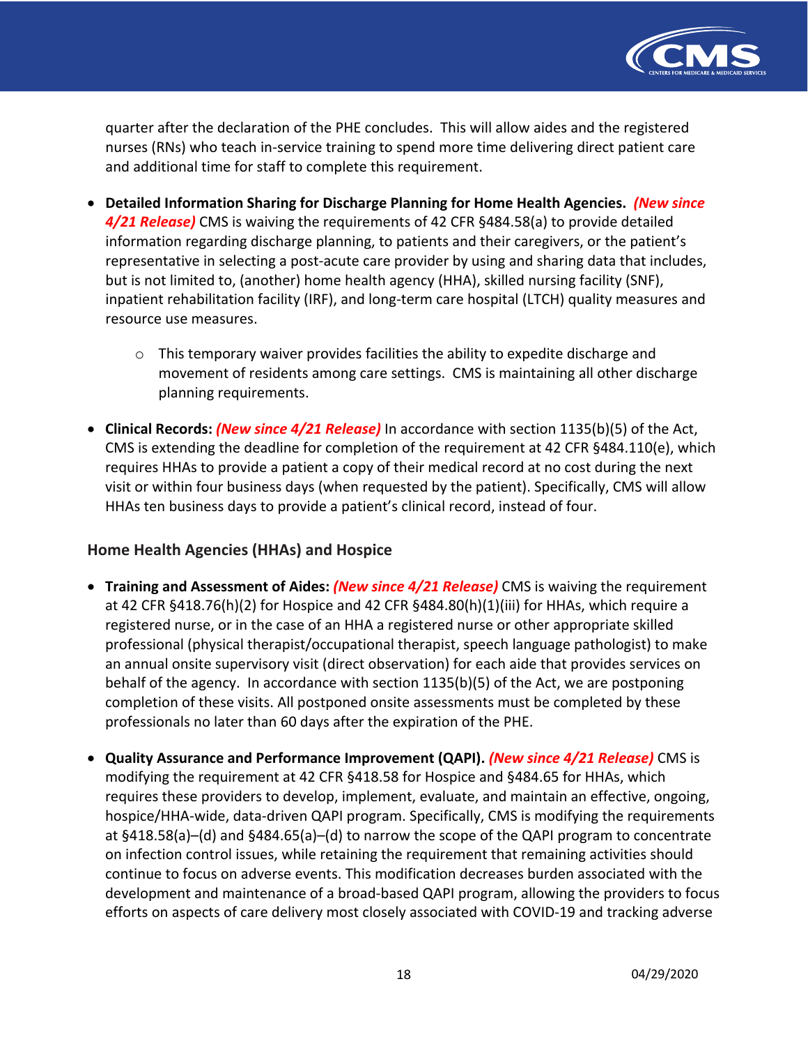quarter after the declaration of the PHE concludes. This will allow aides and the registered nurses (RNs) who teach in-service training to spend more time delivering direct patient care and additional time for staff to complete this requirement.

- **Detailed Information Sharing for Discharge Planning for Home Health Agencies.** ***(New since 4/21 Release)*** CMS is waiving the requirements of 42 CFR §484.58(a) to provide detailed information regarding discharge planning, to patients and their caregivers, or the patient's representative in selecting a post-acute care provider by using and sharing data that includes, but is not limited to, (another) home health agency (HHA), skilled nursing facility (SNF), inpatient rehabilitation facility (IRF), and long-term care hospital (LTCH) quality measures and resource use measures.
  - This temporary waiver provides facilities the ability to expedite discharge and movement of residents among care settings. CMS is maintaining all other discharge planning requirements.
- **Clinical Records:** ***(New since 4/21 Release)*** In accordance with section 1135(b)(5) of the Act, CMS is extending the deadline for completion of the requirement at 42 CFR §484.110(e), which requires HHAs to provide a patient a copy of their medical record at no cost during the next visit or within four business days (when requested by the patient). Specifically, CMS will allow HHAs ten business days to provide a patient's clinical record, instead of four.

### Home Health Agencies (HHAs) and Hospice

- **Training and Assessment of Aides:** ***(New since 4/21 Release)*** CMS is waiving the requirement at 42 CFR §418.76(h)(2) for Hospice and 42 CFR §484.80(h)(1)(iii) for HHAs, which require a registered nurse, or in the case of an HHA a registered nurse or other appropriate skilled professional (physical therapist/occupational therapist, speech language pathologist) to make an annual onsite supervisory visit (direct observation) for each aide that provides services on behalf of the agency. In accordance with section 1135(b)(5) of the Act, we are postponing completion of these visits. All postponed onsite assessments must be completed by these professionals no later than 60 days after the expiration of the PHE.
- **Quality Assurance and Performance Improvement (QAPI).** ***(New since 4/21 Release)*** CMS is modifying the requirement at 42 CFR §418.58 for Hospice and §484.65 for HHAs, which requires these providers to develop, implement, evaluate, and maintain an effective, ongoing, hospice/HHA-wide, data-driven QAPI program. Specifically, CMS is modifying the requirements at §418.58(a)–(d) and §484.65(a)–(d) to narrow the scope of the QAPI program to concentrate on infection control issues, while retaining the requirement that remaining activities should continue to focus on adverse events. This modification decreases burden associated with the development and maintenance of a broad-based QAPI program, allowing the providers to focus efforts on aspects of care delivery most closely associated with COVID-19 and tracking adverse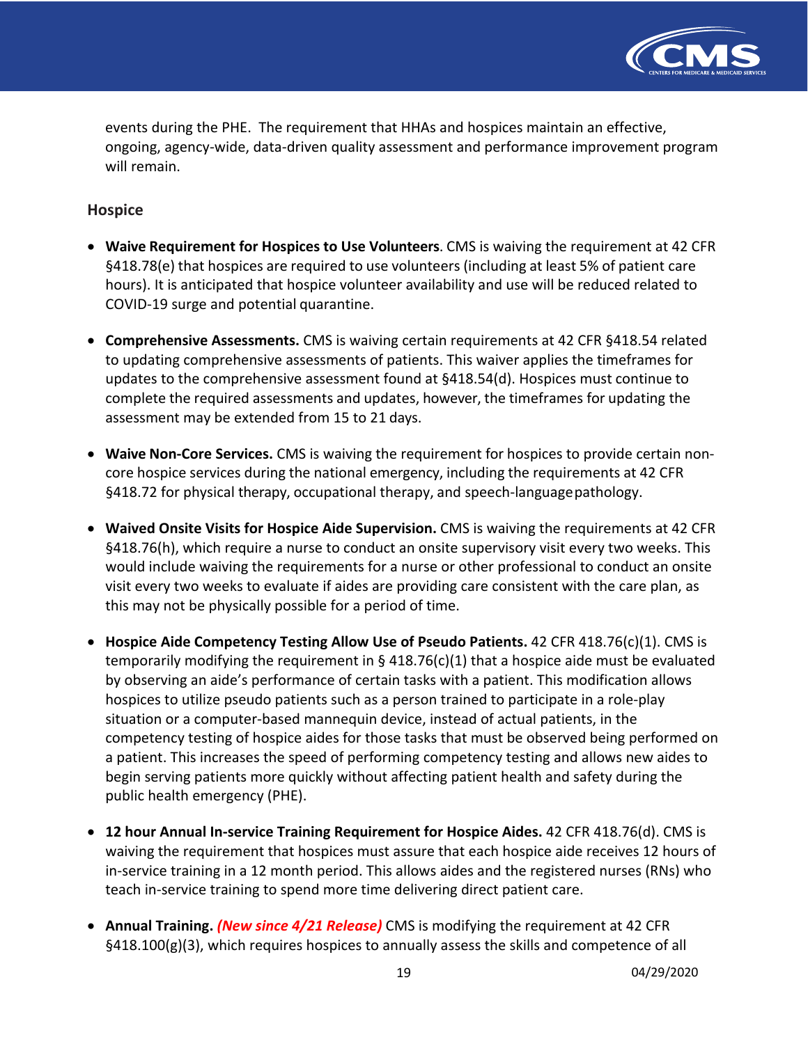events during the PHE. The requirement that HHAs and hospices maintain an effective, ongoing, agency-wide, data-driven quality assessment and performance improvement program will remain.

### Hospice

- **Waive Requirement for Hospices to Use Volunteers**. CMS is waiving the requirement at 42 CFR §418.78(e) that hospices are required to use volunteers (including at least 5% of patient care hours). It is anticipated that hospice volunteer availability and use will be reduced related to COVID-19 surge and potential quarantine.

- **Comprehensive Assessments.** CMS is waiving certain requirements at 42 CFR §418.54 related to updating comprehensive assessments of patients. This waiver applies the timeframes for updates to the comprehensive assessment found at §418.54(d). Hospices must continue to complete the required assessments and updates, however, the timeframes for updating the assessment may be extended from 15 to 21 days.

- **Waive Non-Core Services.** CMS is waiving the requirement for hospices to provide certain non-core hospice services during the national emergency, including the requirements at 42 CFR §418.72 for physical therapy, occupational therapy, and speech-language pathology.

- **Waived Onsite Visits for Hospice Aide Supervision.** CMS is waiving the requirements at 42 CFR §418.76(h), which require a nurse to conduct an onsite supervisory visit every two weeks. This would include waiving the requirements for a nurse or other professional to conduct an onsite visit every two weeks to evaluate if aides are providing care consistent with the care plan, as this may not be physically possible for a period of time.

- **Hospice Aide Competency Testing Allow Use of Pseudo Patients.** 42 CFR 418.76(c)(1). CMS is temporarily modifying the requirement in § 418.76(c)(1) that a hospice aide must be evaluated by observing an aide's performance of certain tasks with a patient. This modification allows hospices to utilize pseudo patients such as a person trained to participate in a role-play situation or a computer-based mannequin device, instead of actual patients, in the competency testing of hospice aides for those tasks that must be observed being performed on a patient. This increases the speed of performing competency testing and allows new aides to begin serving patients more quickly without affecting patient health and safety during the public health emergency (PHE).

- **12 hour Annual In-service Training Requirement for Hospice Aides.** 42 CFR 418.76(d). CMS is waiving the requirement that hospices must assure that each hospice aide receives 12 hours of in-service training in a 12 month period. This allows aides and the registered nurses (RNs) who teach in-service training to spend more time delivering direct patient care.

- **Annual Training.** ***(New since 4/21 Release)*** CMS is modifying the requirement at 42 CFR §418.100(g)(3), which requires hospices to annually assess the skills and competence of all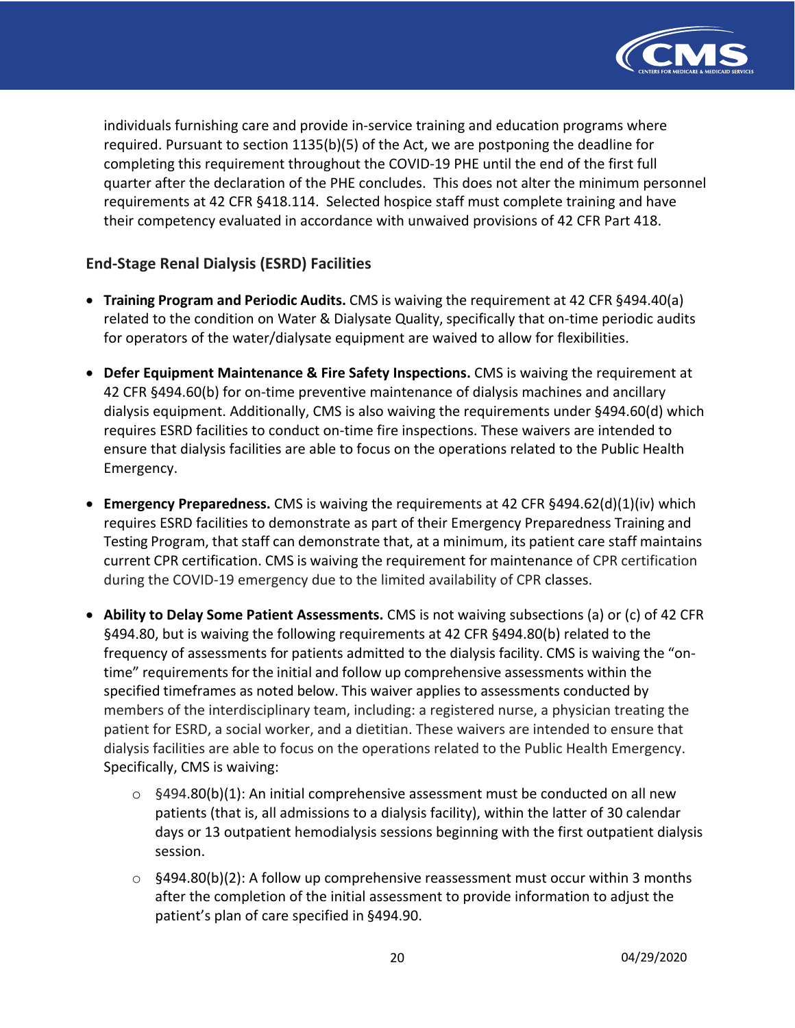individuals furnishing care and provide in-service training and education programs where required. Pursuant to section 1135(b)(5) of the Act, we are postponing the deadline for completing this requirement throughout the COVID-19 PHE until the end of the first full quarter after the declaration of the PHE concludes. This does not alter the minimum personnel requirements at 42 CFR §418.114. Selected hospice staff must complete training and have their competency evaluated in accordance with unwaived provisions of 42 CFR Part 418.

### End-Stage Renal Dialysis (ESRD) Facilities

- **Training Program and Periodic Audits.** CMS is waiving the requirement at 42 CFR §494.40(a) related to the condition on Water & Dialysate Quality, specifically that on-time periodic audits for operators of the water/dialysate equipment are waived to allow for flexibilities.
- **Defer Equipment Maintenance & Fire Safety Inspections.** CMS is waiving the requirement at 42 CFR §494.60(b) for on-time preventive maintenance of dialysis machines and ancillary dialysis equipment. Additionally, CMS is also waiving the requirements under §494.60(d) which requires ESRD facilities to conduct on-time fire inspections. These waivers are intended to ensure that dialysis facilities are able to focus on the operations related to the Public Health Emergency.
- **Emergency Preparedness.** CMS is waiving the requirements at 42 CFR §494.62(d)(1)(iv) which requires ESRD facilities to demonstrate as part of their Emergency Preparedness Training and Testing Program, that staff can demonstrate that, at a minimum, its patient care staff maintains current CPR certification. CMS is waiving the requirement for maintenance of CPR certification during the COVID-19 emergency due to the limited availability of CPR classes.
- **Ability to Delay Some Patient Assessments.** CMS is not waiving subsections (a) or (c) of 42 CFR §494.80, but is waiving the following requirements at 42 CFR §494.80(b) related to the frequency of assessments for patients admitted to the dialysis facility. CMS is waiving the "on-time" requirements for the initial and follow up comprehensive assessments within the specified timeframes as noted below. This waiver applies to assessments conducted by members of the interdisciplinary team, including: a registered nurse, a physician treating the patient for ESRD, a social worker, and a dietitian. These waivers are intended to ensure that dialysis facilities are able to focus on the operations related to the Public Health Emergency. Specifically, CMS is waiving:
  - §494.80(b)(1): An initial comprehensive assessment must be conducted on all new patients (that is, all admissions to a dialysis facility), within the latter of 30 calendar days or 13 outpatient hemodialysis sessions beginning with the first outpatient dialysis session.
  - §494.80(b)(2): A follow up comprehensive reassessment must occur within 3 months after the completion of the initial assessment to provide information to adjust the patient's plan of care specified in §494.90.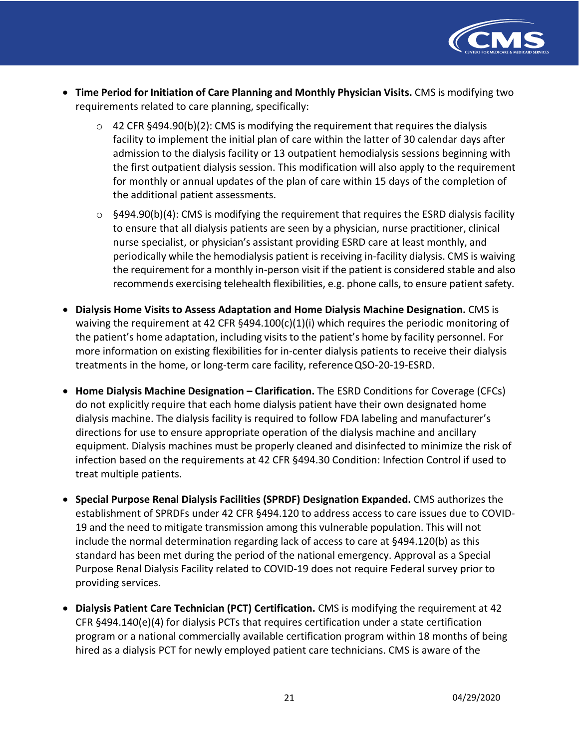- **Time Period for Initiation of Care Planning and Monthly Physician Visits.** CMS is modifying two requirements related to care planning, specifically:
  - 42 CFR §494.90(b)(2): CMS is modifying the requirement that requires the dialysis facility to implement the initial plan of care within the latter of 30 calendar days after admission to the dialysis facility or 13 outpatient hemodialysis sessions beginning with the first outpatient dialysis session. This modification will also apply to the requirement for monthly or annual updates of the plan of care within 15 days of the completion of the additional patient assessments.
  - §494.90(b)(4): CMS is modifying the requirement that requires the ESRD dialysis facility to ensure that all dialysis patients are seen by a physician, nurse practitioner, clinical nurse specialist, or physician's assistant providing ESRD care at least monthly, and periodically while the hemodialysis patient is receiving in-facility dialysis. CMS is waiving the requirement for a monthly in-person visit if the patient is considered stable and also recommends exercising telehealth flexibilities, e.g. phone calls, to ensure patient safety.
- **Dialysis Home Visits to Assess Adaptation and Home Dialysis Machine Designation.** CMS is waiving the requirement at 42 CFR §494.100(c)(1)(i) which requires the periodic monitoring of the patient's home adaptation, including visits to the patient's home by facility personnel. For more information on existing flexibilities for in-center dialysis patients to receive their dialysis treatments in the home, or long-term care facility, reference QSO-20-19-ESRD.
- **Home Dialysis Machine Designation – Clarification.** The ESRD Conditions for Coverage (CFCs) do not explicitly require that each home dialysis patient have their own designated home dialysis machine. The dialysis facility is required to follow FDA labeling and manufacturer's directions for use to ensure appropriate operation of the dialysis machine and ancillary equipment. Dialysis machines must be properly cleaned and disinfected to minimize the risk of infection based on the requirements at 42 CFR §494.30 Condition: Infection Control if used to treat multiple patients.
- **Special Purpose Renal Dialysis Facilities (SPRDF) Designation Expanded.** CMS authorizes the establishment of SPRDFs under 42 CFR §494.120 to address access to care issues due to COVID-19 and the need to mitigate transmission among this vulnerable population. This will not include the normal determination regarding lack of access to care at §494.120(b) as this standard has been met during the period of the national emergency. Approval as a Special Purpose Renal Dialysis Facility related to COVID-19 does not require Federal survey prior to providing services.
- **Dialysis Patient Care Technician (PCT) Certification.** CMS is modifying the requirement at 42 CFR §494.140(e)(4) for dialysis PCTs that requires certification under a state certification program or a national commercially available certification program within 18 months of being hired as a dialysis PCT for newly employed patient care technicians. CMS is aware of the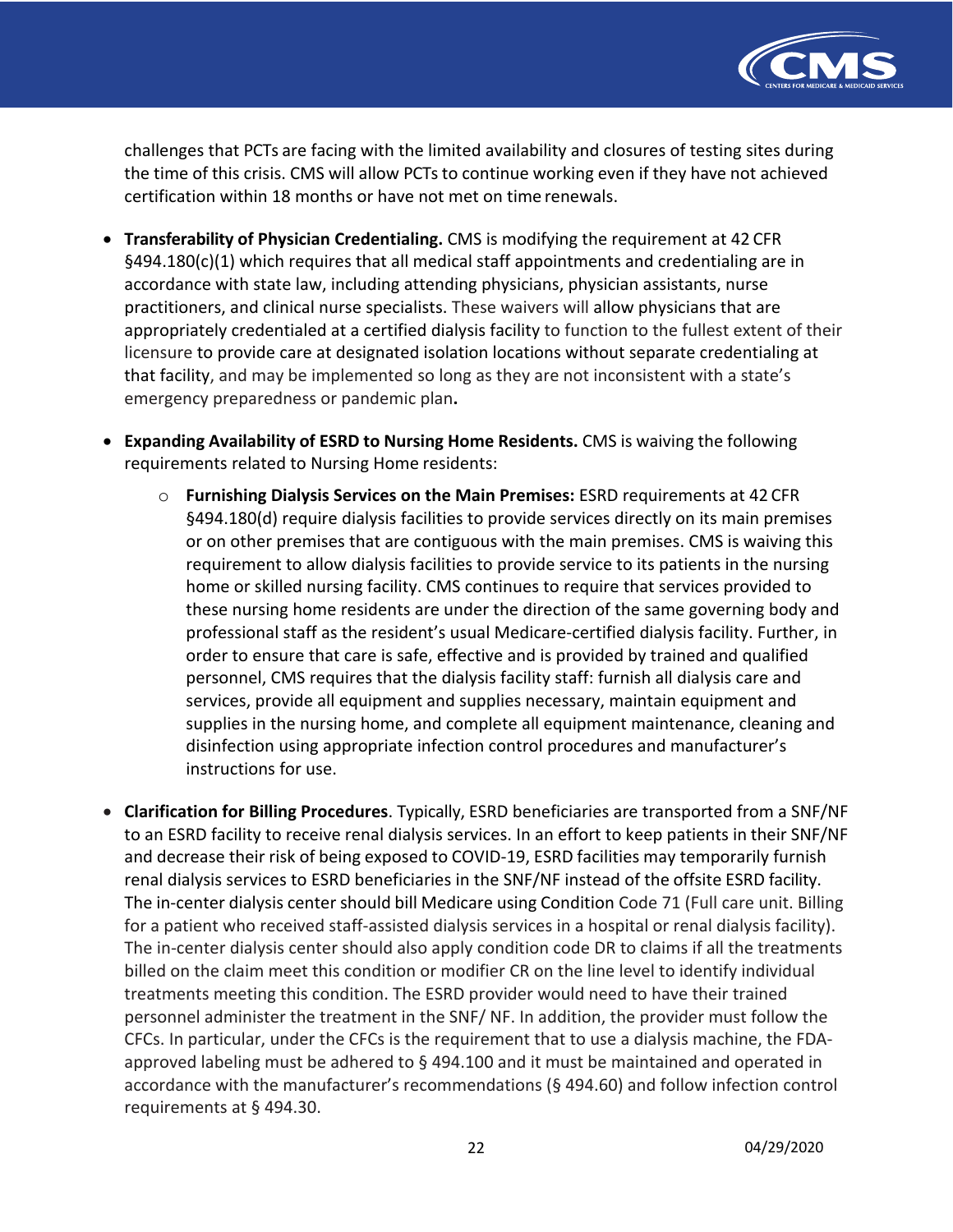challenges that PCTs are facing with the limited availability and closures of testing sites during the time of this crisis. CMS will allow PCTs to continue working even if they have not achieved certification within 18 months or have not met on time renewals.

- **Transferability of Physician Credentialing.** CMS is modifying the requirement at 42 CFR §494.180(c)(1) which requires that all medical staff appointments and credentialing are in accordance with state law, including attending physicians, physician assistants, nurse practitioners, and clinical nurse specialists. These waivers will allow physicians that are appropriately credentialed at a certified dialysis facility to function to the fullest extent of their licensure to provide care at designated isolation locations without separate credentialing at that facility, and may be implemented so long as they are not inconsistent with a state's emergency preparedness or pandemic plan**.**

- **Expanding Availability of ESRD to Nursing Home Residents.** CMS is waiving the following requirements related to Nursing Home residents:

  - **Furnishing Dialysis Services on the Main Premises:** ESRD requirements at 42 CFR §494.180(d) require dialysis facilities to provide services directly on its main premises or on other premises that are contiguous with the main premises. CMS is waiving this requirement to allow dialysis facilities to provide service to its patients in the nursing home or skilled nursing facility. CMS continues to require that services provided to these nursing home residents are under the direction of the same governing body and professional staff as the resident's usual Medicare-certified dialysis facility. Further, in order to ensure that care is safe, effective and is provided by trained and qualified personnel, CMS requires that the dialysis facility staff: furnish all dialysis care and services, provide all equipment and supplies necessary, maintain equipment and supplies in the nursing home, and complete all equipment maintenance, cleaning and disinfection using appropriate infection control procedures and manufacturer's instructions for use.

- **Clarification for Billing Procedures**. Typically, ESRD beneficiaries are transported from a SNF/NF to an ESRD facility to receive renal dialysis services. In an effort to keep patients in their SNF/NF and decrease their risk of being exposed to COVID-19, ESRD facilities may temporarily furnish renal dialysis services to ESRD beneficiaries in the SNF/NF instead of the offsite ESRD facility. The in-center dialysis center should bill Medicare using Condition Code 71 (Full care unit. Billing for a patient who received staff-assisted dialysis services in a hospital or renal dialysis facility). The in-center dialysis center should also apply condition code DR to claims if all the treatments billed on the claim meet this condition or modifier CR on the line level to identify individual treatments meeting this condition. The ESRD provider would need to have their trained personnel administer the treatment in the SNF/ NF. In addition, the provider must follow the CFCs. In particular, under the CFCs is the requirement that to use a dialysis machine, the FDA-approved labeling must be adhered to § 494.100 and it must be maintained and operated in accordance with the manufacturer's recommendations (§ 494.60) and follow infection control requirements at § 494.30.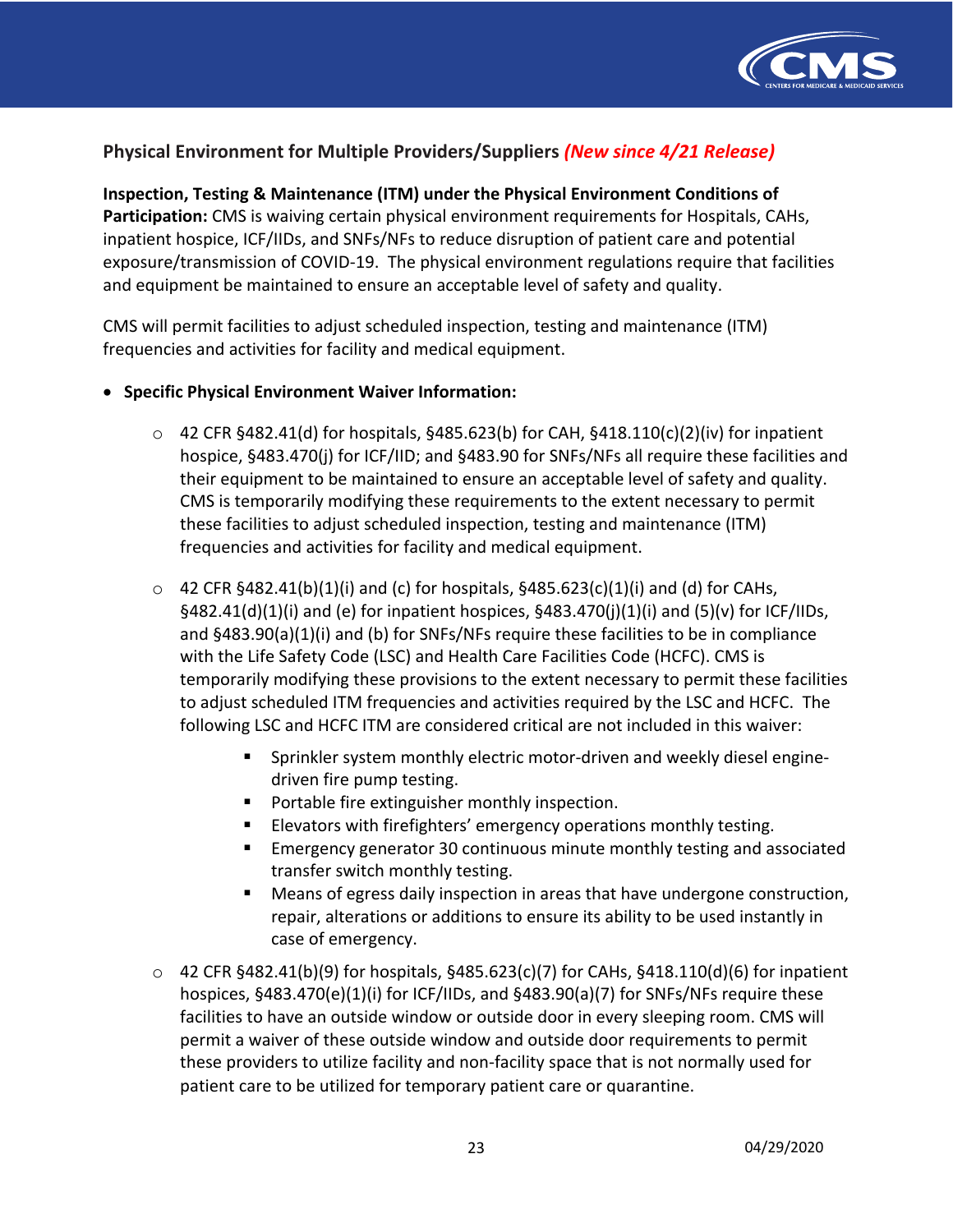## Physical Environment for Multiple Providers/Suppliers *(New since 4/21 Release)*

**Inspection, Testing & Maintenance (ITM) under the Physical Environment Conditions of Participation:** CMS is waiving certain physical environment requirements for Hospitals, CAHs, inpatient hospice, ICF/IIDs, and SNFs/NFs to reduce disruption of patient care and potential exposure/transmission of COVID-19. The physical environment regulations require that facilities and equipment be maintained to ensure an acceptable level of safety and quality.

CMS will permit facilities to adjust scheduled inspection, testing and maintenance (ITM) frequencies and activities for facility and medical equipment.

- **Specific Physical Environment Waiver Information:**
  - 42 CFR §482.41(d) for hospitals, §485.623(b) for CAH, §418.110(c)(2)(iv) for inpatient hospice, §483.470(j) for ICF/IID; and §483.90 for SNFs/NFs all require these facilities and their equipment to be maintained to ensure an acceptable level of safety and quality. CMS is temporarily modifying these requirements to the extent necessary to permit these facilities to adjust scheduled inspection, testing and maintenance (ITM) frequencies and activities for facility and medical equipment.
  - 42 CFR §482.41(b)(1)(i) and (c) for hospitals, §485.623(c)(1)(i) and (d) for CAHs, §482.41(d)(1)(i) and (e) for inpatient hospices, §483.470(j)(1)(i) and (5)(v) for ICF/IIDs, and §483.90(a)(1)(i) and (b) for SNFs/NFs require these facilities to be in compliance with the Life Safety Code (LSC) and Health Care Facilities Code (HCFC). CMS is temporarily modifying these provisions to the extent necessary to permit these facilities to adjust scheduled ITM frequencies and activities required by the LSC and HCFC. The following LSC and HCFC ITM are considered critical are not included in this waiver:
    - Sprinkler system monthly electric motor-driven and weekly diesel engine-driven fire pump testing.
    - Portable fire extinguisher monthly inspection.
    - Elevators with firefighters' emergency operations monthly testing.
    - Emergency generator 30 continuous minute monthly testing and associated transfer switch monthly testing.
    - Means of egress daily inspection in areas that have undergone construction, repair, alterations or additions to ensure its ability to be used instantly in case of emergency.
  - 42 CFR §482.41(b)(9) for hospitals, §485.623(c)(7) for CAHs, §418.110(d)(6) for inpatient hospices, §483.470(e)(1)(i) for ICF/IIDs, and §483.90(a)(7) for SNFs/NFs require these facilities to have an outside window or outside door in every sleeping room. CMS will permit a waiver of these outside window and outside door requirements to permit these providers to utilize facility and non-facility space that is not normally used for patient care to be utilized for temporary patient care or quarantine.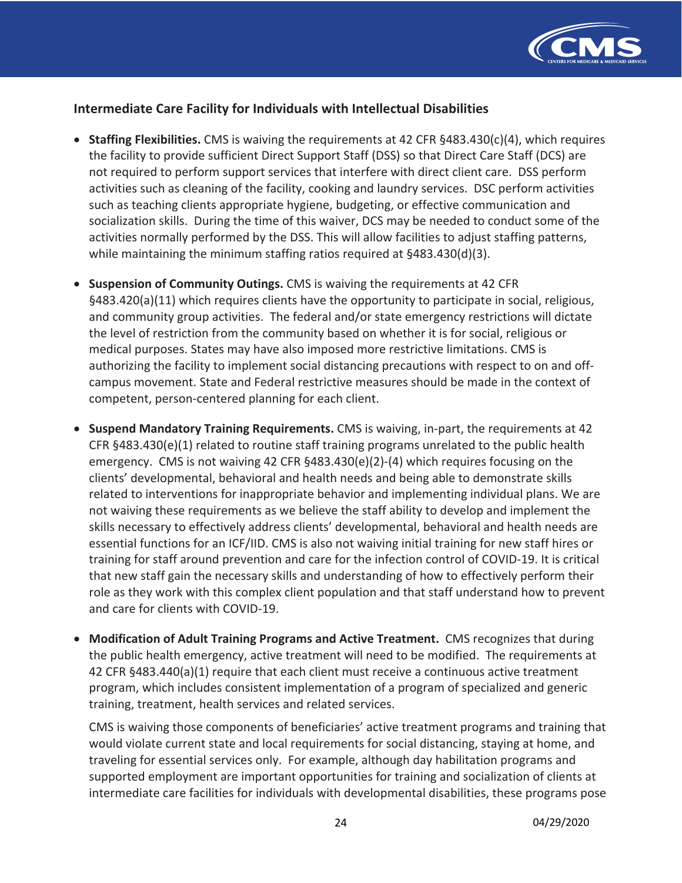## Intermediate Care Facility for Individuals with Intellectual Disabilities

- **Staffing Flexibilities.** CMS is waiving the requirements at 42 CFR §483.430(c)(4), which requires the facility to provide sufficient Direct Support Staff (DSS) so that Direct Care Staff (DCS) are not required to perform support services that interfere with direct client care. DSS perform activities such as cleaning of the facility, cooking and laundry services. DSC perform activities such as teaching clients appropriate hygiene, budgeting, or effective communication and socialization skills. During the time of this waiver, DCS may be needed to conduct some of the activities normally performed by the DSS. This will allow facilities to adjust staffing patterns, while maintaining the minimum staffing ratios required at §483.430(d)(3).

- **Suspension of Community Outings.** CMS is waiving the requirements at 42 CFR §483.420(a)(11) which requires clients have the opportunity to participate in social, religious, and community group activities. The federal and/or state emergency restrictions will dictate the level of restriction from the community based on whether it is for social, religious or medical purposes. States may have also imposed more restrictive limitations. CMS is authorizing the facility to implement social distancing precautions with respect to on and off-campus movement. State and Federal restrictive measures should be made in the context of competent, person-centered planning for each client.

- **Suspend Mandatory Training Requirements.** CMS is waiving, in-part, the requirements at 42 CFR §483.430(e)(1) related to routine staff training programs unrelated to the public health emergency. CMS is not waiving 42 CFR §483.430(e)(2)-(4) which requires focusing on the clients' developmental, behavioral and health needs and being able to demonstrate skills related to interventions for inappropriate behavior and implementing individual plans. We are not waiving these requirements as we believe the staff ability to develop and implement the skills necessary to effectively address clients' developmental, behavioral and health needs are essential functions for an ICF/IID. CMS is also not waiving initial training for new staff hires or training for staff around prevention and care for the infection control of COVID-19. It is critical that new staff gain the necessary skills and understanding of how to effectively perform their role as they work with this complex client population and that staff understand how to prevent and care for clients with COVID-19.

- **Modification of Adult Training Programs and Active Treatment.** CMS recognizes that during the public health emergency, active treatment will need to be modified. The requirements at 42 CFR §483.440(a)(1) require that each client must receive a continuous active treatment program, which includes consistent implementation of a program of specialized and generic training, treatment, health services and related services.

  CMS is waiving those components of beneficiaries' active treatment programs and training that would violate current state and local requirements for social distancing, staying at home, and traveling for essential services only. For example, although day habilitation programs and supported employment are important opportunities for training and socialization of clients at intermediate care facilities for individuals with developmental disabilities, these programs pose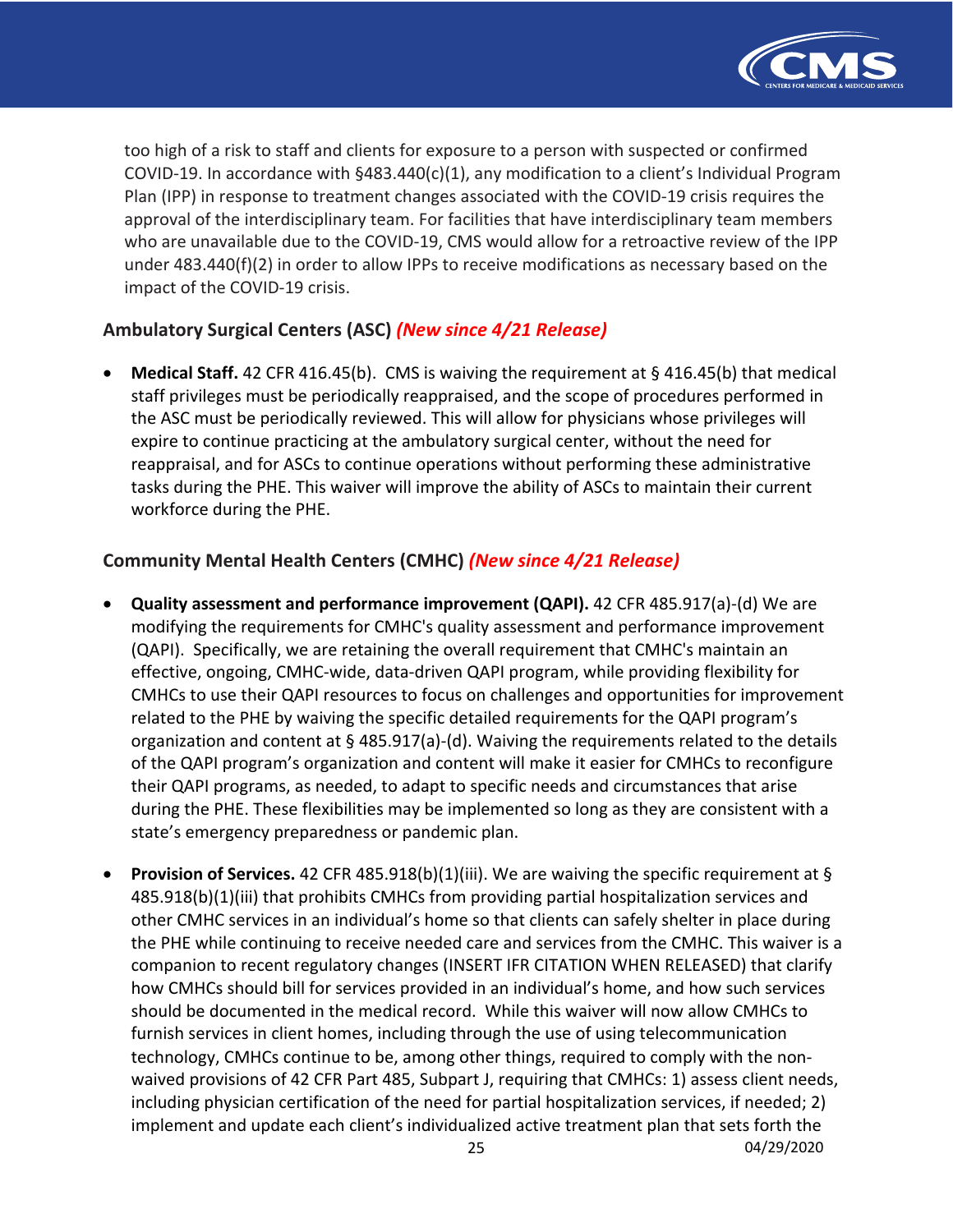too high of a risk to staff and clients for exposure to a person with suspected or confirmed COVID-19. In accordance with §483.440(c)(1), any modification to a client's Individual Program Plan (IPP) in response to treatment changes associated with the COVID-19 crisis requires the approval of the interdisciplinary team. For facilities that have interdisciplinary team members who are unavailable due to the COVID-19, CMS would allow for a retroactive review of the IPP under 483.440(f)(2) in order to allow IPPs to receive modifications as necessary based on the impact of the COVID-19 crisis.

### Ambulatory Surgical Centers (ASC) *(New since 4/21 Release)*

- **Medical Staff.** 42 CFR 416.45(b). CMS is waiving the requirement at § 416.45(b) that medical staff privileges must be periodically reappraised, and the scope of procedures performed in the ASC must be periodically reviewed. This will allow for physicians whose privileges will expire to continue practicing at the ambulatory surgical center, without the need for reappraisal, and for ASCs to continue operations without performing these administrative tasks during the PHE. This waiver will improve the ability of ASCs to maintain their current workforce during the PHE.

### Community Mental Health Centers (CMHC) *(New since 4/21 Release)*

- **Quality assessment and performance improvement (QAPI).** 42 CFR 485.917(a)-(d) We are modifying the requirements for CMHC's quality assessment and performance improvement (QAPI). Specifically, we are retaining the overall requirement that CMHC's maintain an effective, ongoing, CMHC-wide, data-driven QAPI program, while providing flexibility for CMHCs to use their QAPI resources to focus on challenges and opportunities for improvement related to the PHE by waiving the specific detailed requirements for the QAPI program's organization and content at § 485.917(a)-(d). Waiving the requirements related to the details of the QAPI program's organization and content will make it easier for CMHCs to reconfigure their QAPI programs, as needed, to adapt to specific needs and circumstances that arise during the PHE. These flexibilities may be implemented so long as they are consistent with a state's emergency preparedness or pandemic plan.

- **Provision of Services.** 42 CFR 485.918(b)(1)(iii). We are waiving the specific requirement at § 485.918(b)(1)(iii) that prohibits CMHCs from providing partial hospitalization services and other CMHC services in an individual's home so that clients can safely shelter in place during the PHE while continuing to receive needed care and services from the CMHC. This waiver is a companion to recent regulatory changes (INSERT IFR CITATION WHEN RELEASED) that clarify how CMHCs should bill for services provided in an individual's home, and how such services should be documented in the medical record. While this waiver will now allow CMHCs to furnish services in client homes, including through the use of using telecommunication technology, CMHCs continue to be, among other things, required to comply with the non-waived provisions of 42 CFR Part 485, Subpart J, requiring that CMHCs: 1) assess client needs, including physician certification of the need for partial hospitalization services, if needed; 2) implement and update each client's individualized active treatment plan that sets forth the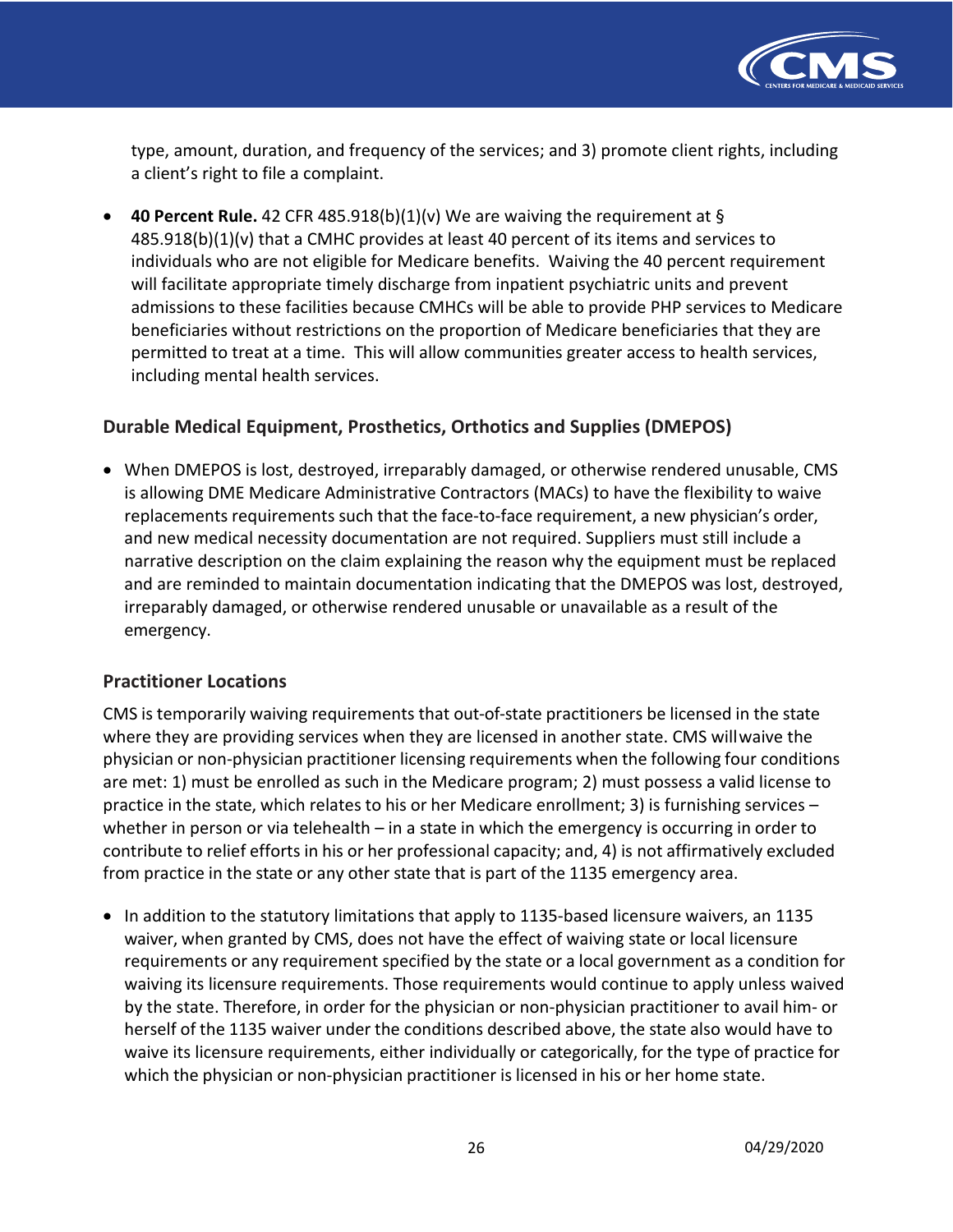type, amount, duration, and frequency of the services; and 3) promote client rights, including a client's right to file a complaint.

- **40 Percent Rule.** 42 CFR 485.918(b)(1)(v) We are waiving the requirement at § 485.918(b)(1)(v) that a CMHC provides at least 40 percent of its items and services to individuals who are not eligible for Medicare benefits. Waiving the 40 percent requirement will facilitate appropriate timely discharge from inpatient psychiatric units and prevent admissions to these facilities because CMHCs will be able to provide PHP services to Medicare beneficiaries without restrictions on the proportion of Medicare beneficiaries that they are permitted to treat at a time. This will allow communities greater access to health services, including mental health services.

### Durable Medical Equipment, Prosthetics, Orthotics and Supplies (DMEPOS)

- When DMEPOS is lost, destroyed, irreparably damaged, or otherwise rendered unusable, CMS is allowing DME Medicare Administrative Contractors (MACs) to have the flexibility to waive replacements requirements such that the face-to-face requirement, a new physician's order, and new medical necessity documentation are not required. Suppliers must still include a narrative description on the claim explaining the reason why the equipment must be replaced and are reminded to maintain documentation indicating that the DMEPOS was lost, destroyed, irreparably damaged, or otherwise rendered unusable or unavailable as a result of the emergency.

### Practitioner Locations

CMS is temporarily waiving requirements that out-of-state practitioners be licensed in the state where they are providing services when they are licensed in another state. CMS willwaive the physician or non-physician practitioner licensing requirements when the following four conditions are met: 1) must be enrolled as such in the Medicare program; 2) must possess a valid license to practice in the state, which relates to his or her Medicare enrollment; 3) is furnishing services – whether in person or via telehealth – in a state in which the emergency is occurring in order to contribute to relief efforts in his or her professional capacity; and, 4) is not affirmatively excluded from practice in the state or any other state that is part of the 1135 emergency area.

- In addition to the statutory limitations that apply to 1135-based licensure waivers, an 1135 waiver, when granted by CMS, does not have the effect of waiving state or local licensure requirements or any requirement specified by the state or a local government as a condition for waiving its licensure requirements. Those requirements would continue to apply unless waived by the state. Therefore, in order for the physician or non-physician practitioner to avail him- or herself of the 1135 waiver under the conditions described above, the state also would have to waive its licensure requirements, either individually or categorically, for the type of practice for which the physician or non-physician practitioner is licensed in his or her home state.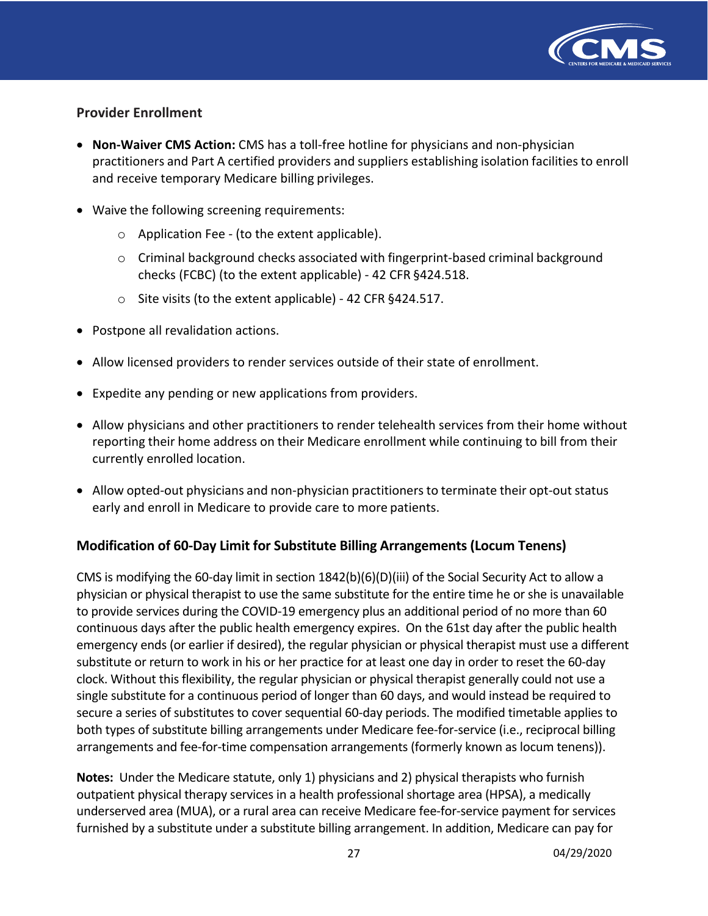### Provider Enrollment

- **Non-Waiver CMS Action:** CMS has a toll-free hotline for physicians and non-physician practitioners and Part A certified providers and suppliers establishing isolation facilities to enroll and receive temporary Medicare billing privileges.
- Waive the following screening requirements:
  - Application Fee - (to the extent applicable).
  - Criminal background checks associated with fingerprint-based criminal background checks (FCBC) (to the extent applicable) - 42 CFR §424.518.
  - Site visits (to the extent applicable) - 42 CFR §424.517.
- Postpone all revalidation actions.
- Allow licensed providers to render services outside of their state of enrollment.
- Expedite any pending or new applications from providers.
- Allow physicians and other practitioners to render telehealth services from their home without reporting their home address on their Medicare enrollment while continuing to bill from their currently enrolled location.
- Allow opted-out physicians and non-physician practitioners to terminate their opt-out status early and enroll in Medicare to provide care to more patients.

### Modification of 60-Day Limit for Substitute Billing Arrangements (Locum Tenens)

CMS is modifying the 60-day limit in section 1842(b)(6)(D)(iii) of the Social Security Act to allow a physician or physical therapist to use the same substitute for the entire time he or she is unavailable to provide services during the COVID-19 emergency plus an additional period of no more than 60 continuous days after the public health emergency expires. On the 61st day after the public health emergency ends (or earlier if desired), the regular physician or physical therapist must use a different substitute or return to work in his or her practice for at least one day in order to reset the 60-day clock. Without this flexibility, the regular physician or physical therapist generally could not use a single substitute for a continuous period of longer than 60 days, and would instead be required to secure a series of substitutes to cover sequential 60-day periods. The modified timetable applies to both types of substitute billing arrangements under Medicare fee-for-service (i.e., reciprocal billing arrangements and fee-for-time compensation arrangements (formerly known as locum tenens)).

**Notes:** Under the Medicare statute, only 1) physicians and 2) physical therapists who furnish outpatient physical therapy services in a health professional shortage area (HPSA), a medically underserved area (MUA), or a rural area can receive Medicare fee-for-service payment for services furnished by a substitute under a substitute billing arrangement. In addition, Medicare can pay for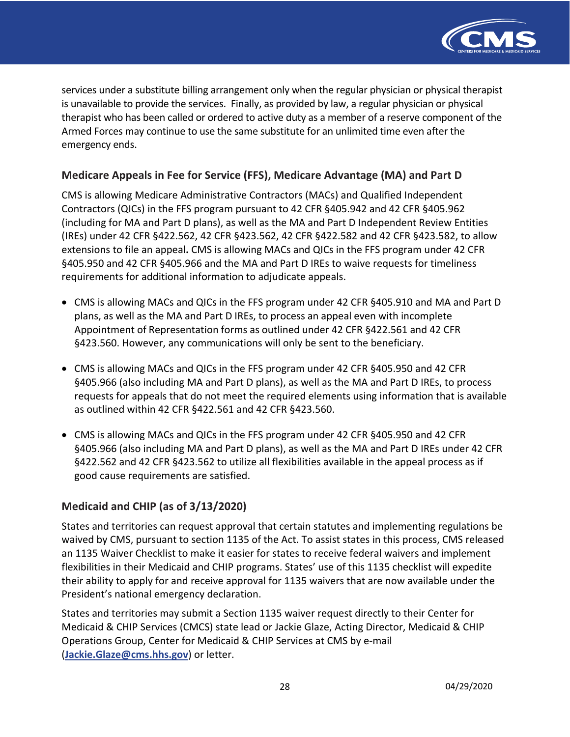services under a substitute billing arrangement only when the regular physician or physical therapist is unavailable to provide the services. Finally, as provided by law, a regular physician or physical therapist who has been called or ordered to active duty as a member of a reserve component of the Armed Forces may continue to use the same substitute for an unlimited time even after the emergency ends.

## Medicare Appeals in Fee for Service (FFS), Medicare Advantage (MA) and Part D

CMS is allowing Medicare Administrative Contractors (MACs) and Qualified Independent Contractors (QICs) in the FFS program pursuant to 42 CFR §405.942 and 42 CFR §405.962 (including for MA and Part D plans), as well as the MA and Part D Independent Review Entities (IREs) under 42 CFR §422.562, 42 CFR §423.562, 42 CFR §422.582 and 42 CFR §423.582, to allow extensions to file an appeal**.** CMS is allowing MACs and QICs in the FFS program under 42 CFR §405.950 and 42 CFR §405.966 and the MA and Part D IREs to waive requests for timeliness requirements for additional information to adjudicate appeals.

- CMS is allowing MACs and QICs in the FFS program under 42 CFR §405.910 and MA and Part D plans, as well as the MA and Part D IREs, to process an appeal even with incomplete Appointment of Representation forms as outlined under 42 CFR §422.561 and 42 CFR §423.560. However, any communications will only be sent to the beneficiary.

- CMS is allowing MACs and QICs in the FFS program under 42 CFR §405.950 and 42 CFR §405.966 (also including MA and Part D plans), as well as the MA and Part D IREs, to process requests for appeals that do not meet the required elements using information that is available as outlined within 42 CFR §422.561 and 42 CFR §423.560.

- CMS is allowing MACs and QICs in the FFS program under 42 CFR §405.950 and 42 CFR §405.966 (also including MA and Part D plans), as well as the MA and Part D IREs under 42 CFR §422.562 and 42 CFR §423.562 to utilize all flexibilities available in the appeal process as if good cause requirements are satisfied.

## Medicaid and CHIP (as of 3/13/2020)

States and territories can request approval that certain statutes and implementing regulations be waived by CMS, pursuant to section 1135 of the Act. To assist states in this process, CMS released an 1135 Waiver Checklist to make it easier for states to receive federal waivers and implement flexibilities in their Medicaid and CHIP programs. States' use of this 1135 checklist will expedite their ability to apply for and receive approval for 1135 waivers that are now available under the President's national emergency declaration.

States and territories may submit a Section 1135 waiver request directly to their Center for Medicaid & CHIP Services (CMCS) state lead or Jackie Glaze, Acting Director, Medicaid & CHIP Operations Group, Center for Medicaid & CHIP Services at CMS by e-mail (**Jackie.Glaze@cms.hhs.gov**) or letter.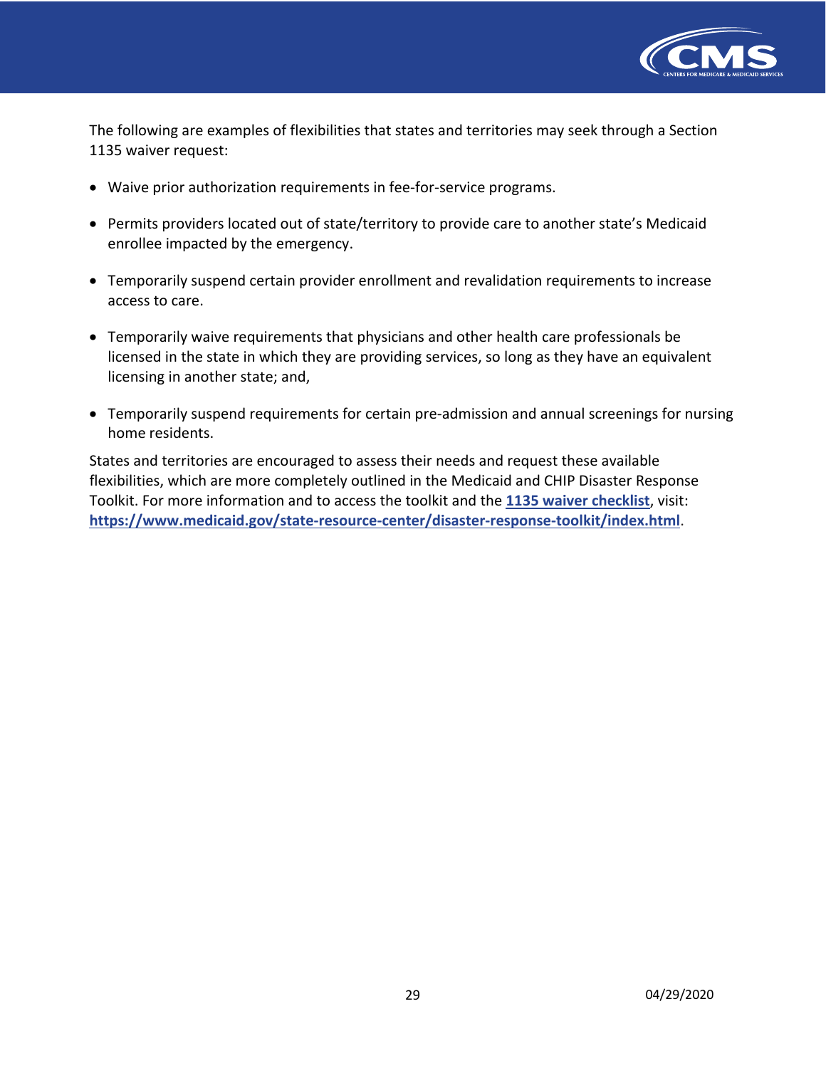The following are examples of flexibilities that states and territories may seek through a Section 1135 waiver request:

- Waive prior authorization requirements in fee-for-service programs.
- Permits providers located out of state/territory to provide care to another state's Medicaid enrollee impacted by the emergency.
- Temporarily suspend certain provider enrollment and revalidation requirements to increase access to care.
- Temporarily waive requirements that physicians and other health care professionals be licensed in the state in which they are providing services, so long as they have an equivalent licensing in another state; and,
- Temporarily suspend requirements for certain pre-admission and annual screenings for nursing home residents.

States and territories are encouraged to assess their needs and request these available flexibilities, which are more completely outlined in the Medicaid and CHIP Disaster Response Toolkit. For more information and to access the toolkit and the **1135 waiver checklist**, visit: **https://www.medicaid.gov/state-resource-center/disaster-response-toolkit/index.html**.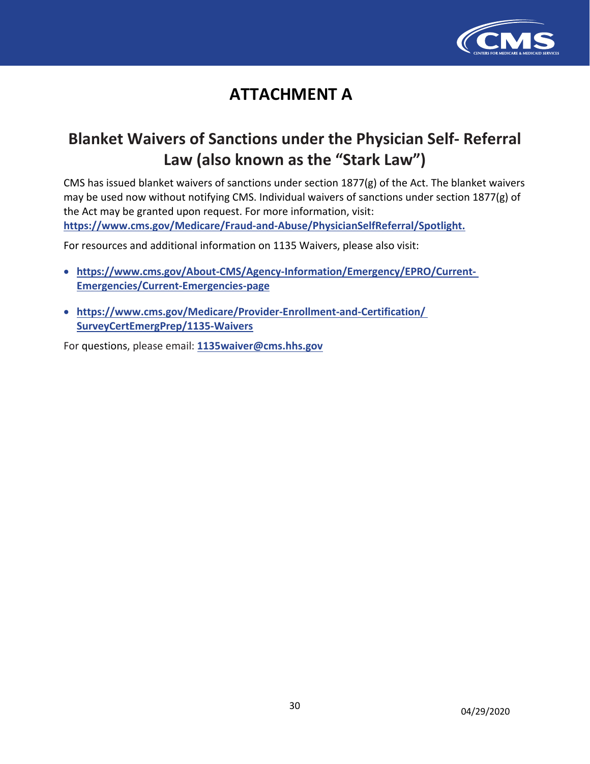# ATTACHMENT A

## Blanket Waivers of Sanctions under the Physician Self- Referral Law (also known as the "Stark Law")

CMS has issued blanket waivers of sanctions under section 1877(g) of the Act. The blanket waivers may be used now without notifying CMS. Individual waivers of sanctions under section 1877(g) of the Act may be granted upon request. For more information, visit: **https://www.cms.gov/Medicare/Fraud-and-Abuse/PhysicianSelfReferral/Spotlight.**

For resources and additional information on 1135 Waivers, please also visit:

- **https://www.cms.gov/About-CMS/Agency-Information/Emergency/EPRO/Current-Emergencies/Current-Emergencies-page**
- **https://www.cms.gov/Medicare/Provider-Enrollment-and-Certification/SurveyCertEmergPrep/1135-Waivers**

For questions, please email: **1135waiver@cms.hhs.gov**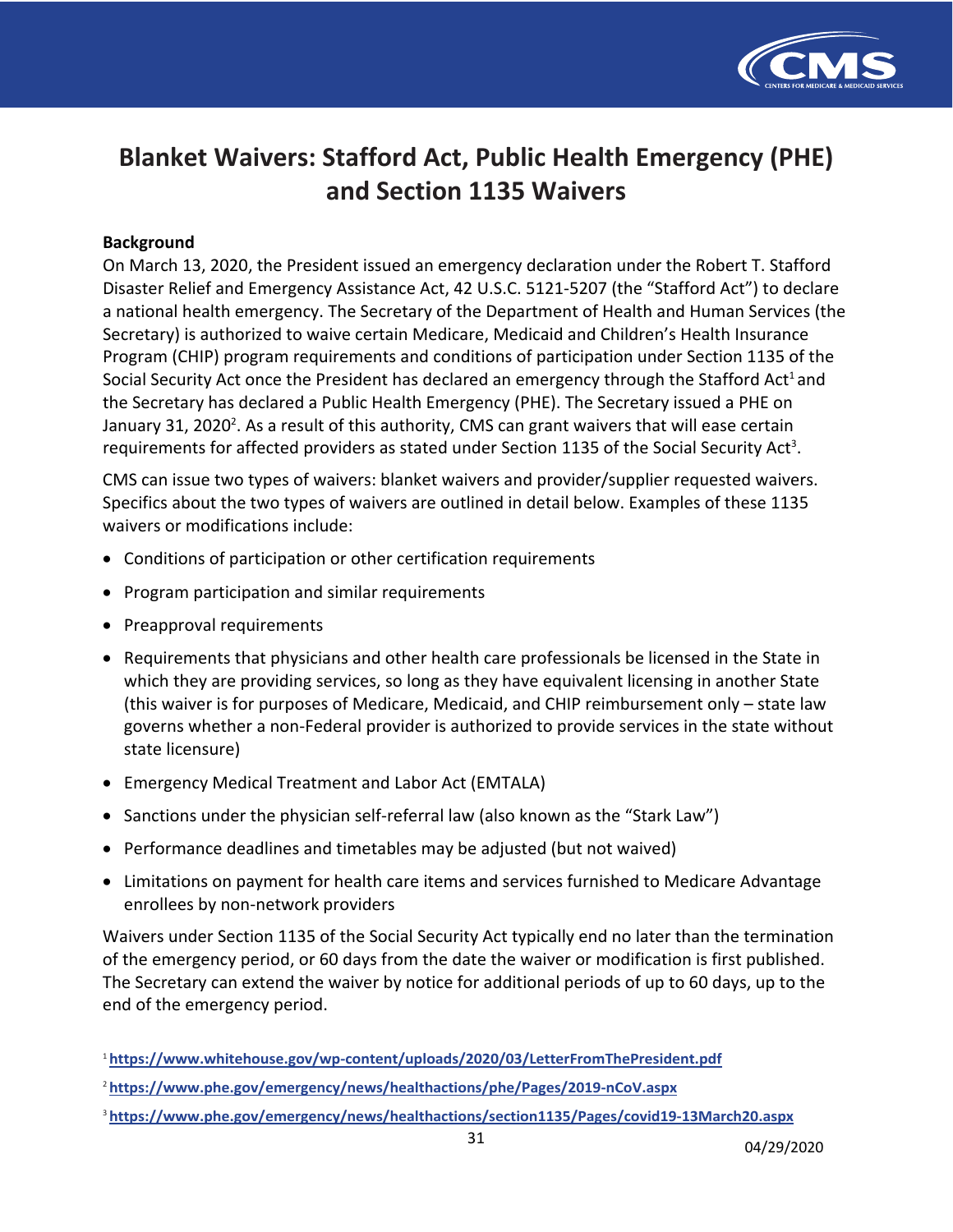# Blanket Waivers: Stafford Act, Public Health Emergency (PHE) and Section 1135 Waivers

**Background**

On March 13, 2020, the President issued an emergency declaration under the Robert T. Stafford Disaster Relief and Emergency Assistance Act, 42 U.S.C. 5121-5207 (the "Stafford Act") to declare a national health emergency. The Secretary of the Department of Health and Human Services (the Secretary) is authorized to waive certain Medicare, Medicaid and Children's Health Insurance Program (CHIP) program requirements and conditions of participation under Section 1135 of the Social Security Act once the President has declared an emergency through the Stafford Act[1] and the Secretary has declared a Public Health Emergency (PHE). The Secretary issued a PHE on January 31, 2020[2]. As a result of this authority, CMS can grant waivers that will ease certain requirements for affected providers as stated under Section 1135 of the Social Security Act[3].

CMS can issue two types of waivers: blanket waivers and provider/supplier requested waivers. Specifics about the two types of waivers are outlined in detail below. Examples of these 1135 waivers or modifications include:

- Conditions of participation or other certification requirements
- Program participation and similar requirements
- Preapproval requirements
- Requirements that physicians and other health care professionals be licensed in the State in which they are providing services, so long as they have equivalent licensing in another State (this waiver is for purposes of Medicare, Medicaid, and CHIP reimbursement only – state law governs whether a non-Federal provider is authorized to provide services in the state without state licensure)
- Emergency Medical Treatment and Labor Act (EMTALA)
- Sanctions under the physician self-referral law (also known as the "Stark Law")
- Performance deadlines and timetables may be adjusted (but not waived)
- Limitations on payment for health care items and services furnished to Medicare Advantage enrollees by non-network providers

Waivers under Section 1135 of the Social Security Act typically end no later than the termination of the emergency period, or 60 days from the date the waiver or modification is first published. The Secretary can extend the waiver by notice for additional periods of up to 60 days, up to the end of the emergency period.

[1] **https://www.whitehouse.gov/wp-content/uploads/2020/03/LetterFromThePresident.pdf**

[2] **https://www.phe.gov/emergency/news/healthactions/phe/Pages/2019-nCoV.aspx**

[3] **https://www.phe.gov/emergency/news/healthactions/section1135/Pages/covid19-13March20.aspx**

04/29/2020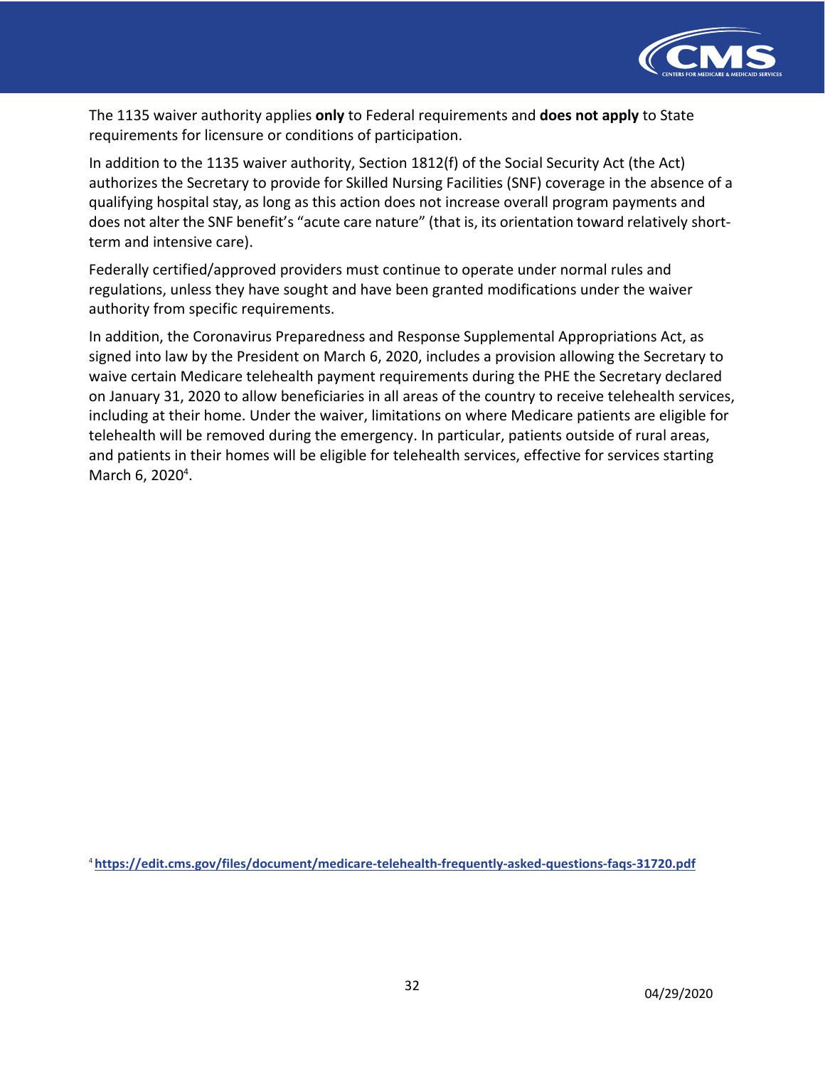The 1135 waiver authority applies **only** to Federal requirements and **does not apply** to State requirements for licensure or conditions of participation.

In addition to the 1135 waiver authority, Section 1812(f) of the Social Security Act (the Act) authorizes the Secretary to provide for Skilled Nursing Facilities (SNF) coverage in the absence of a qualifying hospital stay, as long as this action does not increase overall program payments and does not alter the SNF benefit's "acute care nature" (that is, its orientation toward relatively short-term and intensive care).

Federally certified/approved providers must continue to operate under normal rules and regulations, unless they have sought and have been granted modifications under the waiver authority from specific requirements.

In addition, the Coronavirus Preparedness and Response Supplemental Appropriations Act, as signed into law by the President on March 6, 2020, includes a provision allowing the Secretary to waive certain Medicare telehealth payment requirements during the PHE the Secretary declared on January 31, 2020 to allow beneficiaries in all areas of the country to receive telehealth services, including at their home. Under the waiver, limitations on where Medicare patients are eligible for telehealth will be removed during the emergency. In particular, patients outside of rural areas, and patients in their homes will be eligible for telehealth services, effective for services starting March 6, 2020[4].

[4] **https://edit.cms.gov/files/document/medicare-telehealth-frequently-asked-questions-faqs-31720.pdf**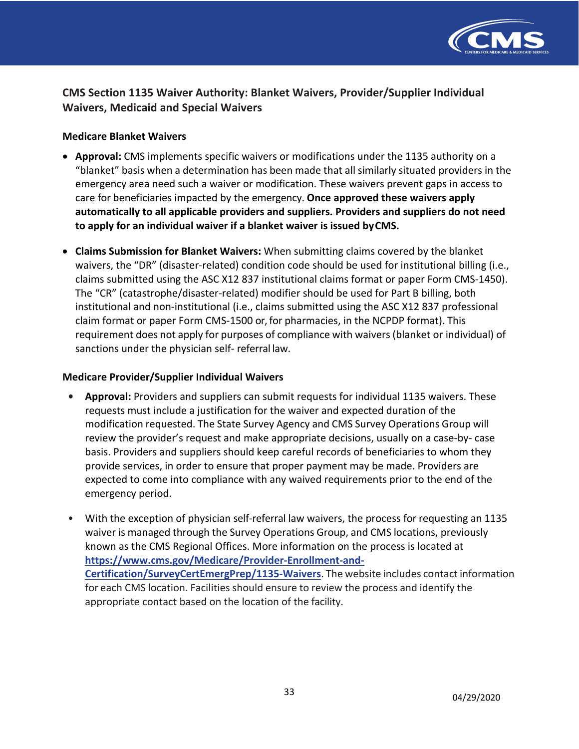## CMS Section 1135 Waiver Authority: Blanket Waivers, Provider/Supplier Individual Waivers, Medicaid and Special Waivers

### Medicare Blanket Waivers

- **Approval:** CMS implements specific waivers or modifications under the 1135 authority on a "blanket" basis when a determination has been made that all similarly situated providers in the emergency area need such a waiver or modification. These waivers prevent gaps in access to care for beneficiaries impacted by the emergency. **Once approved these waivers apply automatically to all applicable providers and suppliers. Providers and suppliers do not need to apply for an individual waiver if a blanket waiver is issued by CMS.**

- **Claims Submission for Blanket Waivers:** When submitting claims covered by the blanket waivers, the "DR" (disaster-related) condition code should be used for institutional billing (i.e., claims submitted using the ASC X12 837 institutional claims format or paper Form CMS-1450). The "CR" (catastrophe/disaster-related) modifier should be used for Part B billing, both institutional and non-institutional (i.e., claims submitted using the ASC X12 837 professional claim format or paper Form CMS-1500 or, for pharmacies, in the NCPDP format). This requirement does not apply for purposes of compliance with waivers (blanket or individual) of sanctions under the physician self- referral law.

### Medicare Provider/Supplier Individual Waivers

- **Approval:** Providers and suppliers can submit requests for individual 1135 waivers. These requests must include a justification for the waiver and expected duration of the modification requested. The State Survey Agency and CMS Survey Operations Group will review the provider's request and make appropriate decisions, usually on a case-by- case basis. Providers and suppliers should keep careful records of beneficiaries to whom they provide services, in order to ensure that proper payment may be made. Providers are expected to come into compliance with any waived requirements prior to the end of the emergency period.

- With the exception of physician self-referral law waivers, the process for requesting an 1135 waiver is managed through the Survey Operations Group, and CMS locations, previously known as the CMS Regional Offices. More information on the process is located at **https://www.cms.gov/Medicare/Provider-Enrollment-and-Certification/SurveyCertEmergPrep/1135-Waivers**. The website includes contact information for each CMS location. Facilities should ensure to review the process and identify the appropriate contact based on the location of the facility.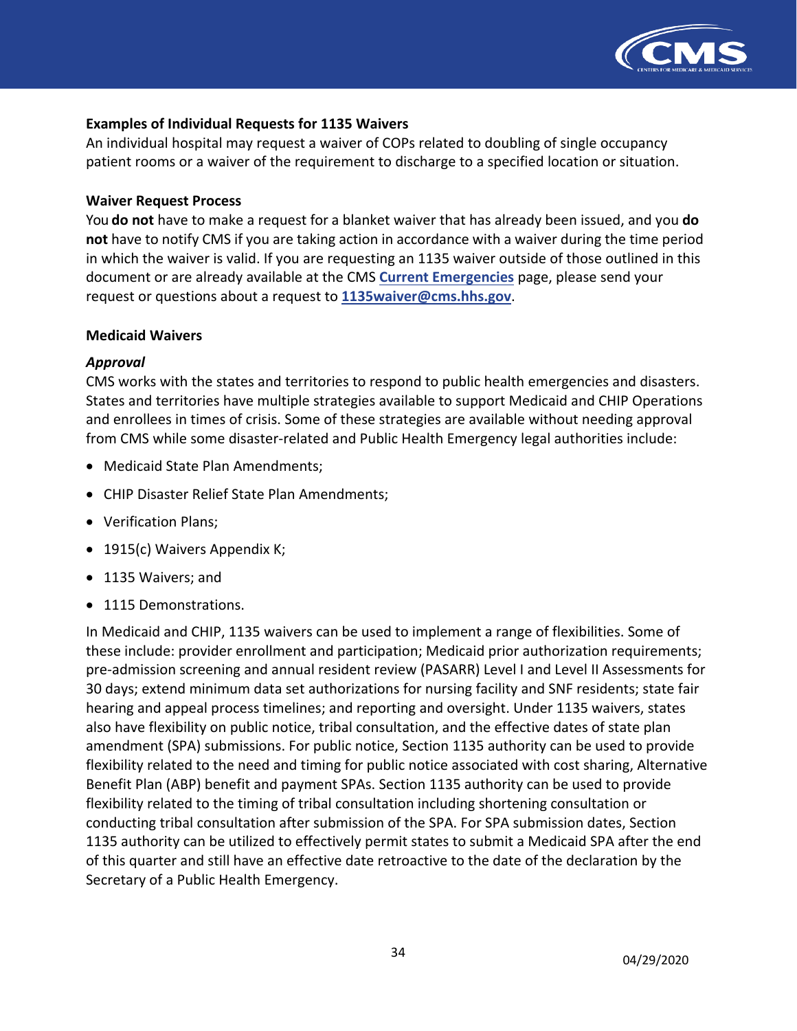**Examples of Individual Requests for 1135 Waivers**

An individual hospital may request a waiver of COPs related to doubling of single occupancy patient rooms or a waiver of the requirement to discharge to a specified location or situation.

**Waiver Request Process**

You **do not** have to make a request for a blanket waiver that has already been issued, and you **do not** have to notify CMS if you are taking action in accordance with a waiver during the time period in which the waiver is valid. If you are requesting an 1135 waiver outside of those outlined in this document or are already available at the CMS **Current Emergencies** page, please send your request or questions about a request to **1135waiver@cms.hhs.gov**.

**Medicaid Waivers**

***Approval***

CMS works with the states and territories to respond to public health emergencies and disasters. States and territories have multiple strategies available to support Medicaid and CHIP Operations and enrollees in times of crisis. Some of these strategies are available without needing approval from CMS while some disaster-related and Public Health Emergency legal authorities include:

- Medicaid State Plan Amendments;
- CHIP Disaster Relief State Plan Amendments;
- Verification Plans;
- 1915(c) Waivers Appendix K;
- 1135 Waivers; and
- 1115 Demonstrations.

In Medicaid and CHIP, 1135 waivers can be used to implement a range of flexibilities. Some of these include: provider enrollment and participation; Medicaid prior authorization requirements; pre-admission screening and annual resident review (PASARR) Level I and Level II Assessments for 30 days; extend minimum data set authorizations for nursing facility and SNF residents; state fair hearing and appeal process timelines; and reporting and oversight. Under 1135 waivers, states also have flexibility on public notice, tribal consultation, and the effective dates of state plan amendment (SPA) submissions. For public notice, Section 1135 authority can be used to provide flexibility related to the need and timing for public notice associated with cost sharing, Alternative Benefit Plan (ABP) benefit and payment SPAs. Section 1135 authority can be used to provide flexibility related to the timing of tribal consultation including shortening consultation or conducting tribal consultation after submission of the SPA. For SPA submission dates, Section 1135 authority can be utilized to effectively permit states to submit a Medicaid SPA after the end of this quarter and still have an effective date retroactive to the date of the declaration by the Secretary of a Public Health Emergency.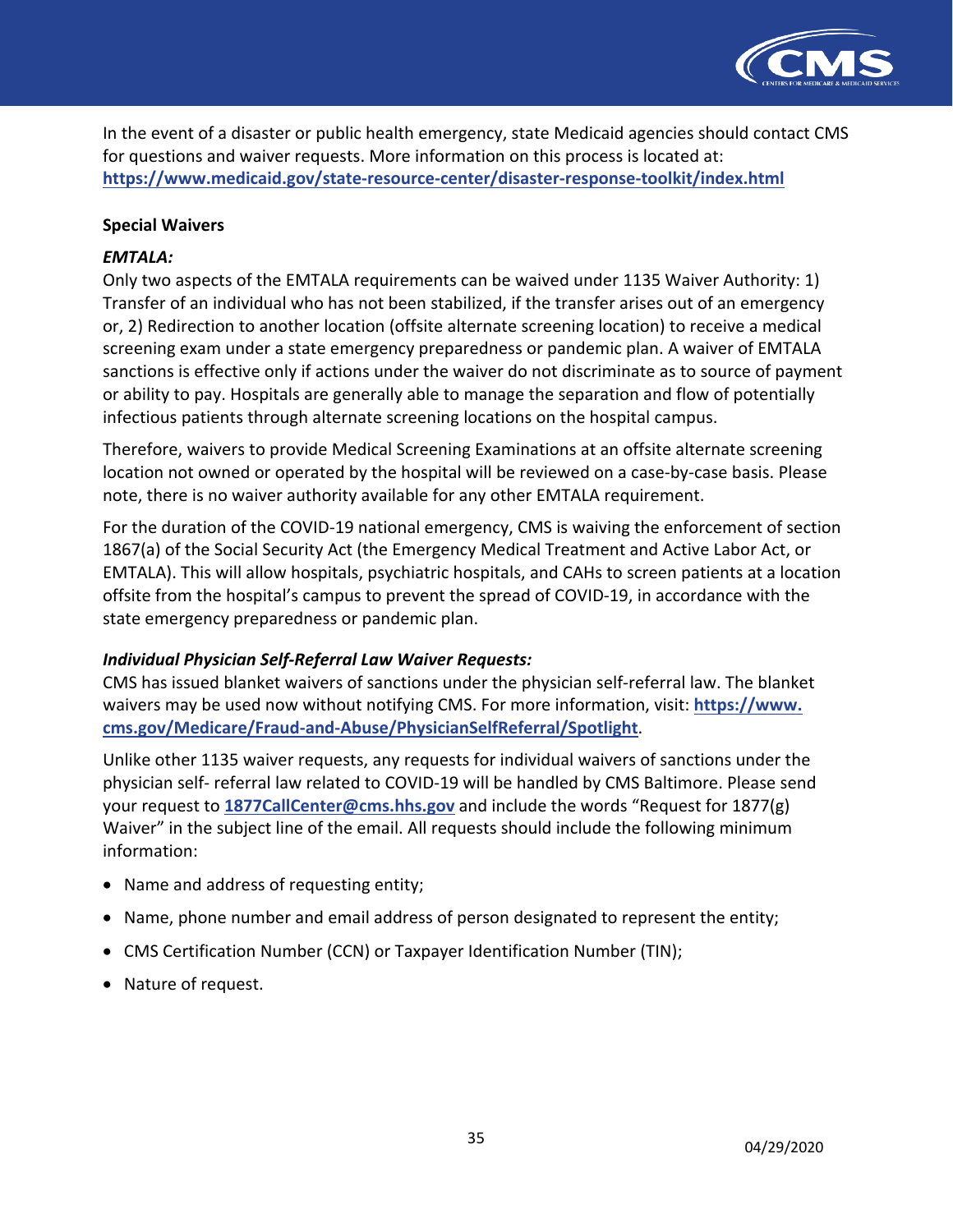In the event of a disaster or public health emergency, state Medicaid agencies should contact CMS for questions and waiver requests. More information on this process is located at: **https://www.medicaid.gov/state-resource-center/disaster-response-toolkit/index.html**

**Special Waivers**

***EMTALA:***

Only two aspects of the EMTALA requirements can be waived under 1135 Waiver Authority: 1) Transfer of an individual who has not been stabilized, if the transfer arises out of an emergency or, 2) Redirection to another location (offsite alternate screening location) to receive a medical screening exam under a state emergency preparedness or pandemic plan. A waiver of EMTALA sanctions is effective only if actions under the waiver do not discriminate as to source of payment or ability to pay. Hospitals are generally able to manage the separation and flow of potentially infectious patients through alternate screening locations on the hospital campus.

Therefore, waivers to provide Medical Screening Examinations at an offsite alternate screening location not owned or operated by the hospital will be reviewed on a case-by-case basis. Please note, there is no waiver authority available for any other EMTALA requirement.

For the duration of the COVID-19 national emergency, CMS is waiving the enforcement of section 1867(a) of the Social Security Act (the Emergency Medical Treatment and Active Labor Act, or EMTALA). This will allow hospitals, psychiatric hospitals, and CAHs to screen patients at a location offsite from the hospital's campus to prevent the spread of COVID-19, in accordance with the state emergency preparedness or pandemic plan.

***Individual Physician Self-Referral Law Waiver Requests:***

CMS has issued blanket waivers of sanctions under the physician self-referral law. The blanket waivers may be used now without notifying CMS. For more information, visit: **https://www.cms.gov/Medicare/Fraud-and-Abuse/PhysicianSelfReferral/Spotlight**.

Unlike other 1135 waiver requests, any requests for individual waivers of sanctions under the physician self- referral law related to COVID-19 will be handled by CMS Baltimore. Please send your request to **1877CallCenter@cms.hhs.gov** and include the words "Request for 1877(g) Waiver" in the subject line of the email. All requests should include the following minimum information:

- Name and address of requesting entity;
- Name, phone number and email address of person designated to represent the entity;
- CMS Certification Number (CCN) or Taxpayer Identification Number (TIN);
- Nature of request.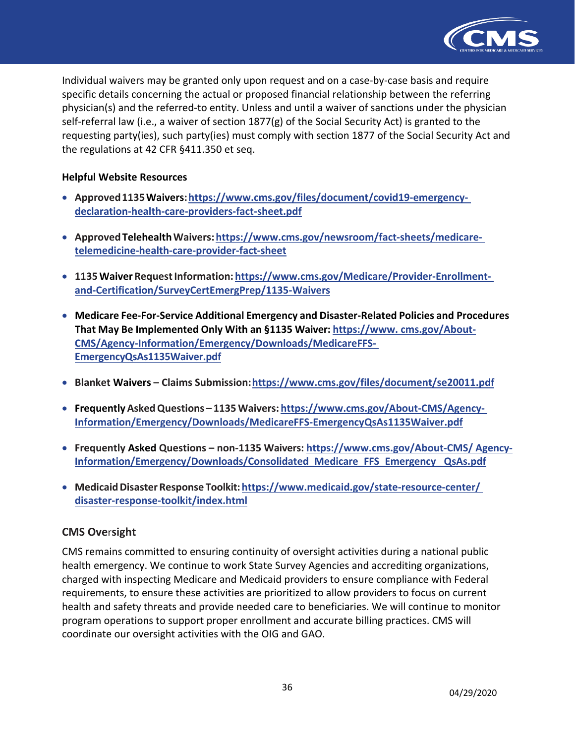Individual waivers may be granted only upon request and on a case-by-case basis and require specific details concerning the actual or proposed financial relationship between the referring physician(s) and the referred-to entity. Unless and until a waiver of sanctions under the physician self-referral law (i.e., a waiver of section 1877(g) of the Social Security Act) is granted to the requesting party(ies), such party(ies) must comply with section 1877 of the Social Security Act and the regulations at 42 CFR §411.350 et seq.

**Helpful Website Resources**

- **Approved 1135 Waivers:** https://www.cms.gov/files/document/covid19-emergency-declaration-health-care-providers-fact-sheet.pdf
- **Approved Telehealth Waivers:** https://www.cms.gov/newsroom/fact-sheets/medicare-telemedicine-health-care-provider-fact-sheet
- **1135 Waiver Request Information:** https://www.cms.gov/Medicare/Provider-Enrollment-and-Certification/SurveyCertEmergPrep/1135-Waivers
- **Medicare Fee-For-Service Additional Emergency and Disaster-Related Policies and Procedures That May Be Implemented Only With an §1135 Waiver:** https://www.cms.gov/About-CMS/Agency-Information/Emergency/Downloads/MedicareFFS-EmergencyQsAs1135Waiver.pdf
- **Blanket Waivers – Claims Submission:** https://www.cms.gov/files/document/se20011.pdf
- **Frequently Asked Questions – 1135 Waivers:** https://www.cms.gov/About-CMS/Agency-Information/Emergency/Downloads/MedicareFFS-EmergencyQsAs1135Waiver.pdf
- **Frequently Asked Questions – non-1135 Waivers:** https://www.cms.gov/About-CMS/Agency-Information/Emergency/Downloads/Consolidated_Medicare_FFS_Emergency_QsAs.pdf
- **Medicaid Disaster Response Toolkit:** https://www.medicaid.gov/state-resource-center/disaster-response-toolkit/index.html

## CMS Oversight

CMS remains committed to ensuring continuity of oversight activities during a national public health emergency. We continue to work State Survey Agencies and accrediting organizations, charged with inspecting Medicare and Medicaid providers to ensure compliance with Federal requirements, to ensure these activities are prioritized to allow providers to focus on current health and safety threats and provide needed care to beneficiaries. We will continue to monitor program operations to support proper enrollment and accurate billing practices. CMS will coordinate our oversight activities with the OIG and GAO.